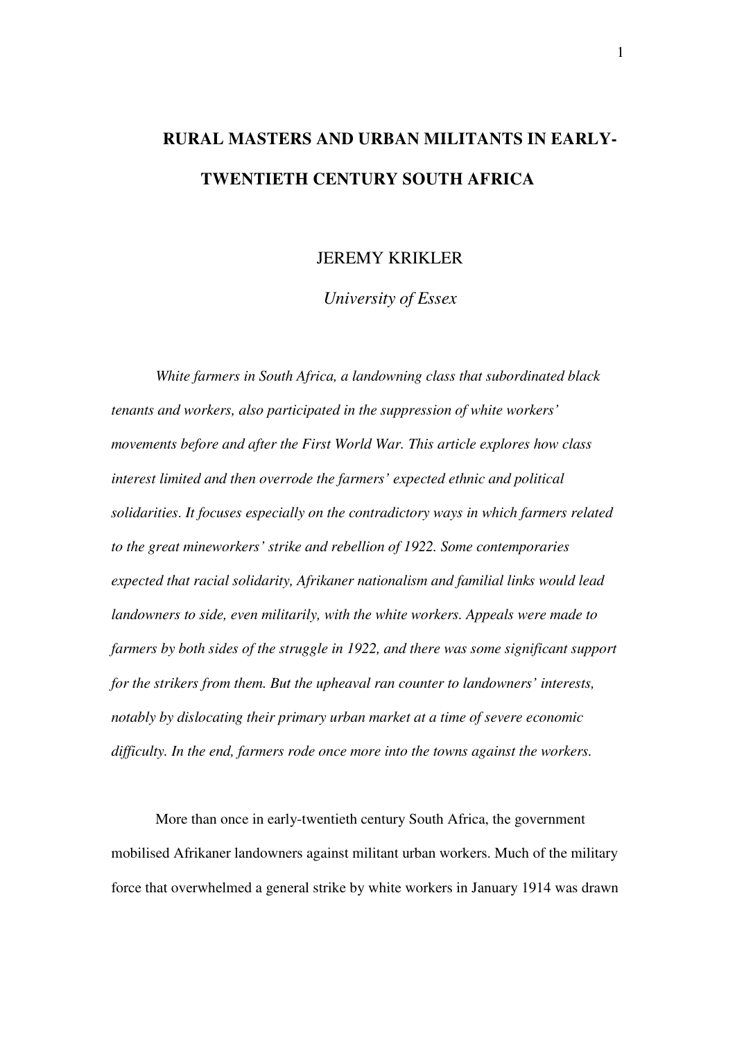# RURAL MASTERS AND URBAN MILITANTS IN EARLY-TWENTIETH CENTURY SOUTH AFRICA

JEREMY KRIKLER

*University of Essex*

*White farmers in South Africa, a landowning class that subordinated black tenants and workers, also participated in the suppression of white workers' movements before and after the First World War. This article explores how class interest limited and then overrode the farmers' expected ethnic and political solidarities. It focuses especially on the contradictory ways in which farmers related to the great mineworkers' strike and rebellion of 1922. Some contemporaries expected that racial solidarity, Afrikaner nationalism and familial links would lead landowners to side, even militarily, with the white workers. Appeals were made to farmers by both sides of the struggle in 1922, and there was some significant support for the strikers from them. But the upheaval ran counter to landowners' interests, notably by dislocating their primary urban market at a time of severe economic difficulty. In the end, farmers rode once more into the towns against the workers.*

More than once in early-twentieth century South Africa, the government mobilised Afrikaner landowners against militant urban workers. Much of the military force that overwhelmed a general strike by white workers in January 1914 was drawn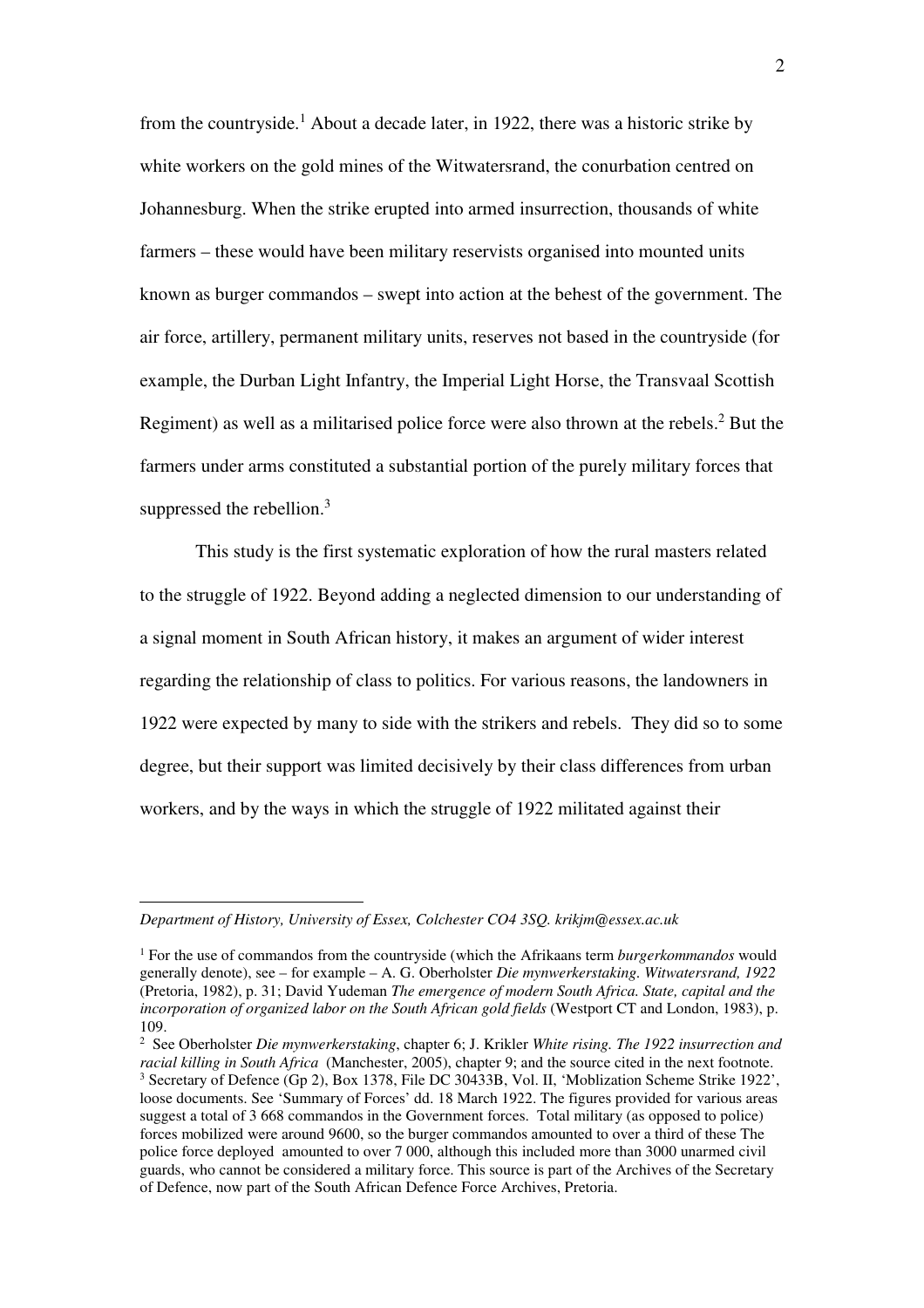from the countryside.[1] About a decade later, in 1922, there was a historic strike by white workers on the gold mines of the Witwatersrand, the conurbation centred on Johannesburg. When the strike erupted into armed insurrection, thousands of white farmers – these would have been military reservists organised into mounted units known as burger commandos – swept into action at the behest of the government. The air force, artillery, permanent military units, reserves not based in the countryside (for example, the Durban Light Infantry, the Imperial Light Horse, the Transvaal Scottish Regiment) as well as a militarised police force were also thrown at the rebels.[2] But the farmers under arms constituted a substantial portion of the purely military forces that suppressed the rebellion.[3]

This study is the first systematic exploration of how the rural masters related to the struggle of 1922. Beyond adding a neglected dimension to our understanding of a signal moment in South African history, it makes an argument of wider interest regarding the relationship of class to politics. For various reasons, the landowners in 1922 were expected by many to side with the strikers and rebels. They did so to some degree, but their support was limited decisively by their class differences from urban workers, and by the ways in which the struggle of 1922 militated against their

---

*Department of History, University of Essex, Colchester CO4 3SQ. krikjm@essex.ac.uk*

[1] For the use of commandos from the countryside (which the Afrikaans term *burgerkommandos* would generally denote), see – for example – A. G. Oberholster *Die mynwerkerstaking. Witwatersrand, 1922* (Pretoria, 1982), p. 31; David Yudeman *The emergence of modern South Africa. State, capital and the incorporation of organized labor on the South African gold fields* (Westport CT and London, 1983), p. 109.

[2] See Oberholster *Die mynwerkerstaking*, chapter 6; J. Krikler *White rising. The 1922 insurrection and racial killing in South Africa* (Manchester, 2005), chapter 9; and the source cited in the next footnote.

[3] Secretary of Defence (Gp 2), Box 1378, File DC 30433B, Vol. II, 'Moblization Scheme Strike 1922', loose documents. See 'Summary of Forces' dd. 18 March 1922. The figures provided for various areas suggest a total of 3 668 commandos in the Government forces. Total military (as opposed to police) forces mobilized were around 9600, so the burger commandos amounted to over a third of these The police force deployed amounted to over 7 000, although this included more than 3000 unarmed civil guards, who cannot be considered a military force. This source is part of the Archives of the Secretary of Defence, now part of the South African Defence Force Archives, Pretoria.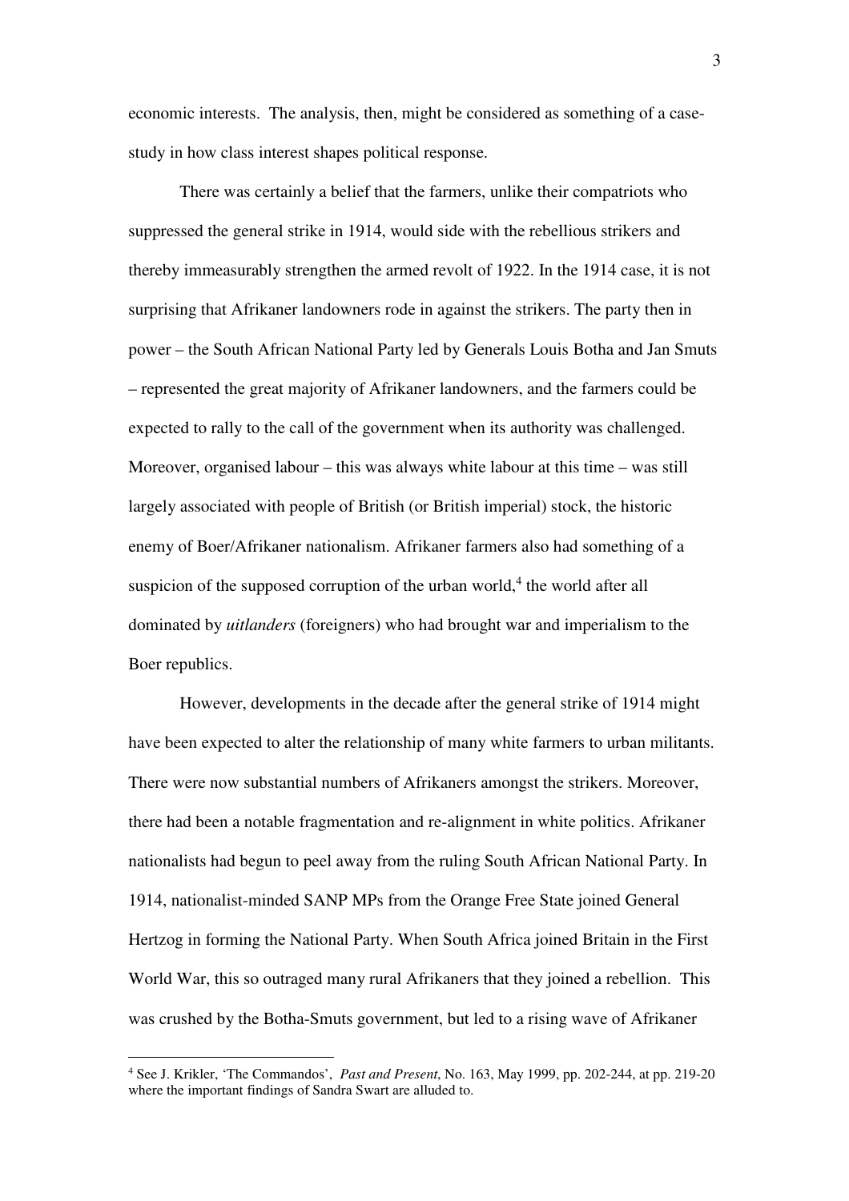economic interests. The analysis, then, might be considered as something of a case-study in how class interest shapes political response.

There was certainly a belief that the farmers, unlike their compatriots who suppressed the general strike in 1914, would side with the rebellious strikers and thereby immeasurably strengthen the armed revolt of 1922. In the 1914 case, it is not surprising that Afrikaner landowners rode in against the strikers. The party then in power – the South African National Party led by Generals Louis Botha and Jan Smuts – represented the great majority of Afrikaner landowners, and the farmers could be expected to rally to the call of the government when its authority was challenged. Moreover, organised labour – this was always white labour at this time – was still largely associated with people of British (or British imperial) stock, the historic enemy of Boer/Afrikaner nationalism. Afrikaner farmers also had something of a suspicion of the supposed corruption of the urban world,[4] the world after all dominated by *uitlanders* (foreigners) who had brought war and imperialism to the Boer republics.

However, developments in the decade after the general strike of 1914 might have been expected to alter the relationship of many white farmers to urban militants. There were now substantial numbers of Afrikaners amongst the strikers. Moreover, there had been a notable fragmentation and re-alignment in white politics. Afrikaner nationalists had begun to peel away from the ruling South African National Party. In 1914, nationalist-minded SANP MPs from the Orange Free State joined General Hertzog in forming the National Party. When South Africa joined Britain in the First World War, this so outraged many rural Afrikaners that they joined a rebellion. This was crushed by the Botha-Smuts government, but led to a rising wave of Afrikaner

[4] See J. Krikler, 'The Commandos', *Past and Present*, No. 163, May 1999, pp. 202-244, at pp. 219-20 where the important findings of Sandra Swart are alluded to.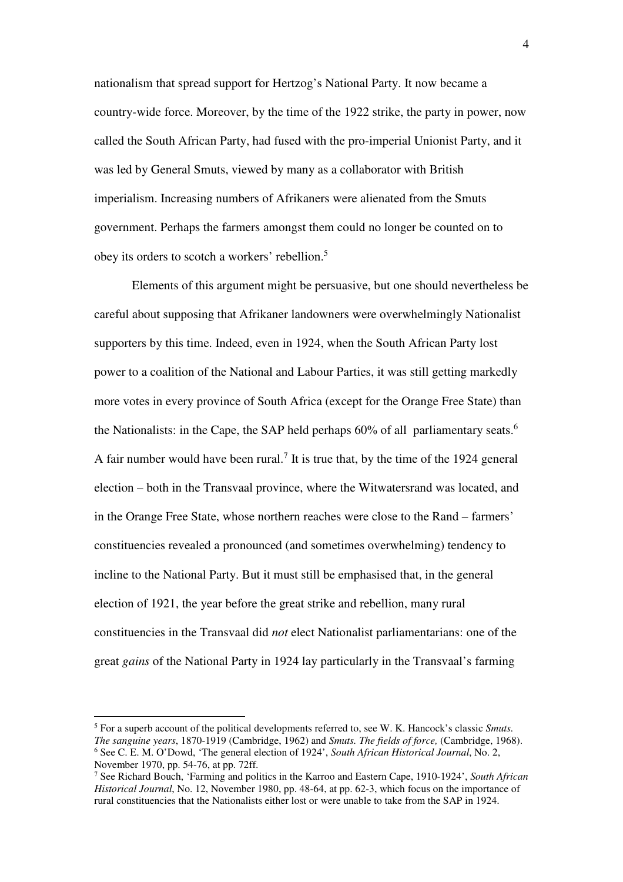nationalism that spread support for Hertzog's National Party. It now became a country-wide force. Moreover, by the time of the 1922 strike, the party in power, now called the South African Party, had fused with the pro-imperial Unionist Party, and it was led by General Smuts, viewed by many as a collaborator with British imperialism. Increasing numbers of Afrikaners were alienated from the Smuts government. Perhaps the farmers amongst them could no longer be counted on to obey its orders to scotch a workers' rebellion.[5]

Elements of this argument might be persuasive, but one should nevertheless be careful about supposing that Afrikaner landowners were overwhelmingly Nationalist supporters by this time. Indeed, even in 1924, when the South African Party lost power to a coalition of the National and Labour Parties, it was still getting markedly more votes in every province of South Africa (except for the Orange Free State) than the Nationalists: in the Cape, the SAP held perhaps 60% of all parliamentary seats.[6] A fair number would have been rural.[7] It is true that, by the time of the 1924 general election – both in the Transvaal province, where the Witwatersrand was located, and in the Orange Free State, whose northern reaches were close to the Rand – farmers' constituencies revealed a pronounced (and sometimes overwhelming) tendency to incline to the National Party. But it must still be emphasised that, in the general election of 1921, the year before the great strike and rebellion, many rural constituencies in the Transvaal did *not* elect Nationalist parliamentarians: one of the great *gains* of the National Party in 1924 lay particularly in the Transvaal's farming

---

[5] For a superb account of the political developments referred to, see W. K. Hancock's classic *Smuts. The sanguine years*, 1870-1919 (Cambridge, 1962) and *Smuts. The fields of force,* (Cambridge, 1968).

[6] See C. E. M. O'Dowd, 'The general election of 1924', *South African Historical Journal*, No. 2, November 1970, pp. 54-76, at pp. 72ff.

[7] See Richard Bouch, 'Farming and politics in the Karroo and Eastern Cape, 1910-1924', *South African Historical Journal*, No. 12, November 1980, pp. 48-64, at pp. 62-3, which focus on the importance of rural constituencies that the Nationalists either lost or were unable to take from the SAP in 1924.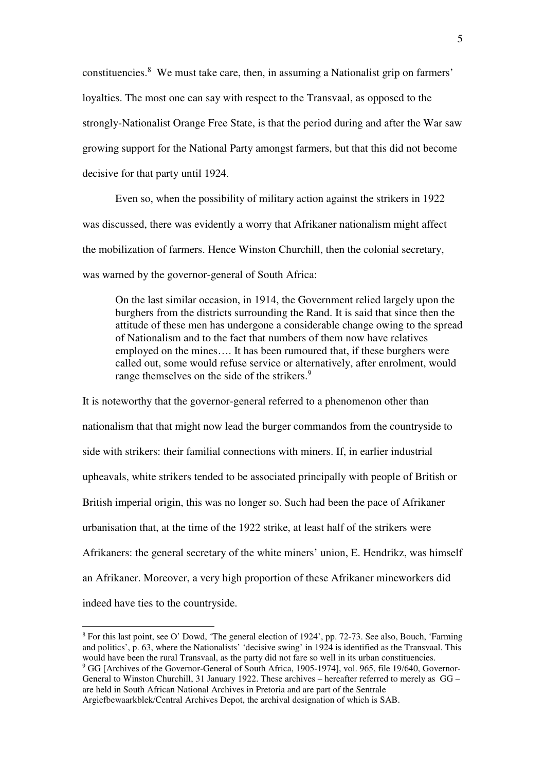constituencies.[8] We must take care, then, in assuming a Nationalist grip on farmers' loyalties. The most one can say with respect to the Transvaal, as opposed to the strongly-Nationalist Orange Free State, is that the period during and after the War saw growing support for the National Party amongst farmers, but that this did not become decisive for that party until 1924.

Even so, when the possibility of military action against the strikers in 1922 was discussed, there was evidently a worry that Afrikaner nationalism might affect the mobilization of farmers. Hence Winston Churchill, then the colonial secretary, was warned by the governor-general of South Africa:

> On the last similar occasion, in 1914, the Government relied largely upon the burghers from the districts surrounding the Rand. It is said that since then the attitude of these men has undergone a considerable change owing to the spread of Nationalism and to the fact that numbers of them now have relatives employed on the mines…. It has been rumoured that, if these burghers were called out, some would refuse service or alternatively, after enrolment, would range themselves on the side of the strikers.[9]

It is noteworthy that the governor-general referred to a phenomenon other than nationalism that that might now lead the burger commandos from the countryside to side with strikers: their familial connections with miners. If, in earlier industrial upheavals, white strikers tended to be associated principally with people of British or British imperial origin, this was no longer so. Such had been the pace of Afrikaner urbanisation that, at the time of the 1922 strike, at least half of the strikers were Afrikaners: the general secretary of the white miners' union, E. Hendrikz, was himself an Afrikaner. Moreover, a very high proportion of these Afrikaner mineworkers did indeed have ties to the countryside.

---

[8] For this last point, see O' Dowd, 'The general election of 1924', pp. 72-73. See also, Bouch, 'Farming and politics', p. 63, where the Nationalists' 'decisive swing' in 1924 is identified as the Transvaal. This would have been the rural Transvaal, as the party did not fare so well in its urban constituencies.

[9] GG [Archives of the Governor-General of South Africa, 1905-1974], vol. 965, file 19/640, Governor-General to Winston Churchill, 31 January 1922. These archives – hereafter referred to merely as GG – are held in South African National Archives in Pretoria and are part of the Sentrale Argiefbewaarkblek/Central Archives Depot, the archival designation of which is SAB.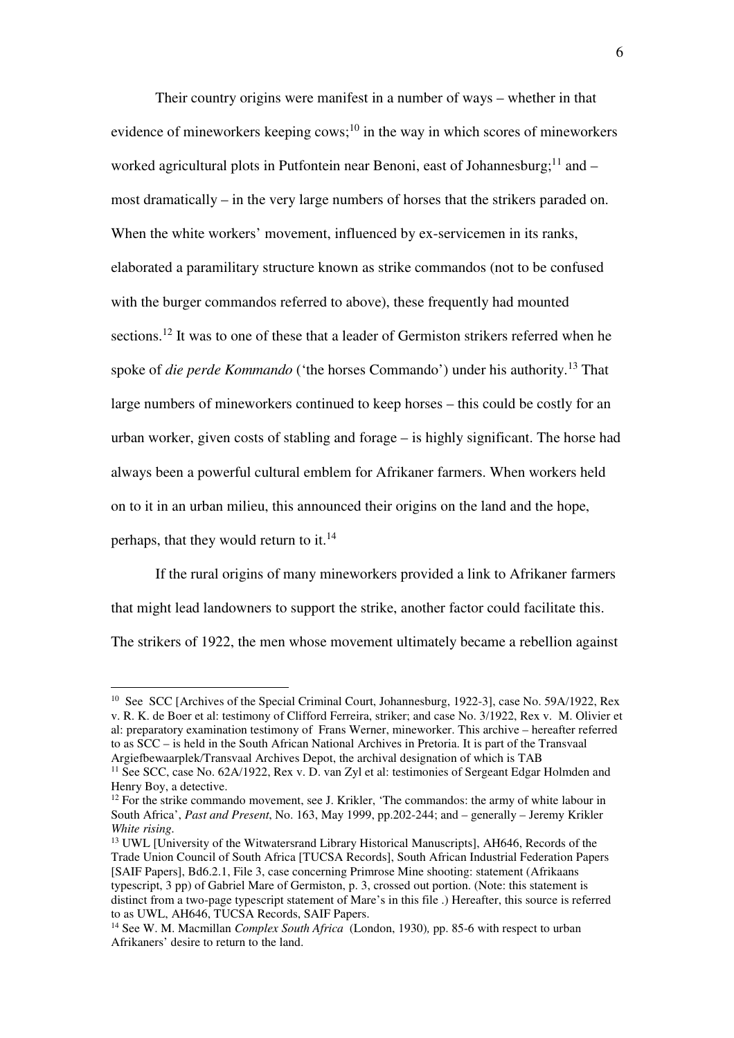Their country origins were manifest in a number of ways – whether in that evidence of mineworkers keeping cows;[10] in the way in which scores of mineworkers worked agricultural plots in Putfontein near Benoni, east of Johannesburg;[11] and – most dramatically – in the very large numbers of horses that the strikers paraded on. When the white workers' movement, influenced by ex-servicemen in its ranks, elaborated a paramilitary structure known as strike commandos (not to be confused with the burger commandos referred to above), these frequently had mounted sections.[12] It was to one of these that a leader of Germiston strikers referred when he spoke of *die perde Kommando* ('the horses Commando') under his authority.[13] That large numbers of mineworkers continued to keep horses – this could be costly for an urban worker, given costs of stabling and forage – is highly significant. The horse had always been a powerful cultural emblem for Afrikaner farmers. When workers held on to it in an urban milieu, this announced their origins on the land and the hope, perhaps, that they would return to it.[14]

If the rural origins of many mineworkers provided a link to Afrikaner farmers that might lead landowners to support the strike, another factor could facilitate this. The strikers of 1922, the men whose movement ultimately became a rebellion against

---

[10] See SCC [Archives of the Special Criminal Court, Johannesburg, 1922-3], case No. 59A/1922, Rex v. R. K. de Boer et al: testimony of Clifford Ferreira, striker; and case No. 3/1922, Rex v. M. Olivier et al: preparatory examination testimony of Frans Werner, mineworker. This archive – hereafter referred to as SCC – is held in the South African National Archives in Pretoria. It is part of the Transvaal Argiefbewaarplek/Transvaal Archives Depot, the archival designation of which is TAB

[11] See SCC, case No. 62A/1922, Rex v. D. van Zyl et al: testimonies of Sergeant Edgar Holmden and Henry Boy, a detective.

[12] For the strike commando movement, see J. Krikler, 'The commandos: the army of white labour in South Africa', *Past and Present*, No. 163, May 1999, pp.202-244; and – generally – Jeremy Krikler *White rising*.

[13] UWL [University of the Witwatersrand Library Historical Manuscripts], AH646, Records of the Trade Union Council of South Africa [TUCSA Records], South African Industrial Federation Papers [SAIF Papers], Bd6.2.1, File 3, case concerning Primrose Mine shooting: statement (Afrikaans typescript, 3 pp) of Gabriel Mare of Germiston, p. 3, crossed out portion. (Note: this statement is distinct from a two-page typescript statement of Mare's in this file .) Hereafter, this source is referred to as UWL, AH646, TUCSA Records, SAIF Papers.

[14] See W. M. Macmillan *Complex South Africa* (London, 1930), pp. 85-6 with respect to urban Afrikaners' desire to return to the land.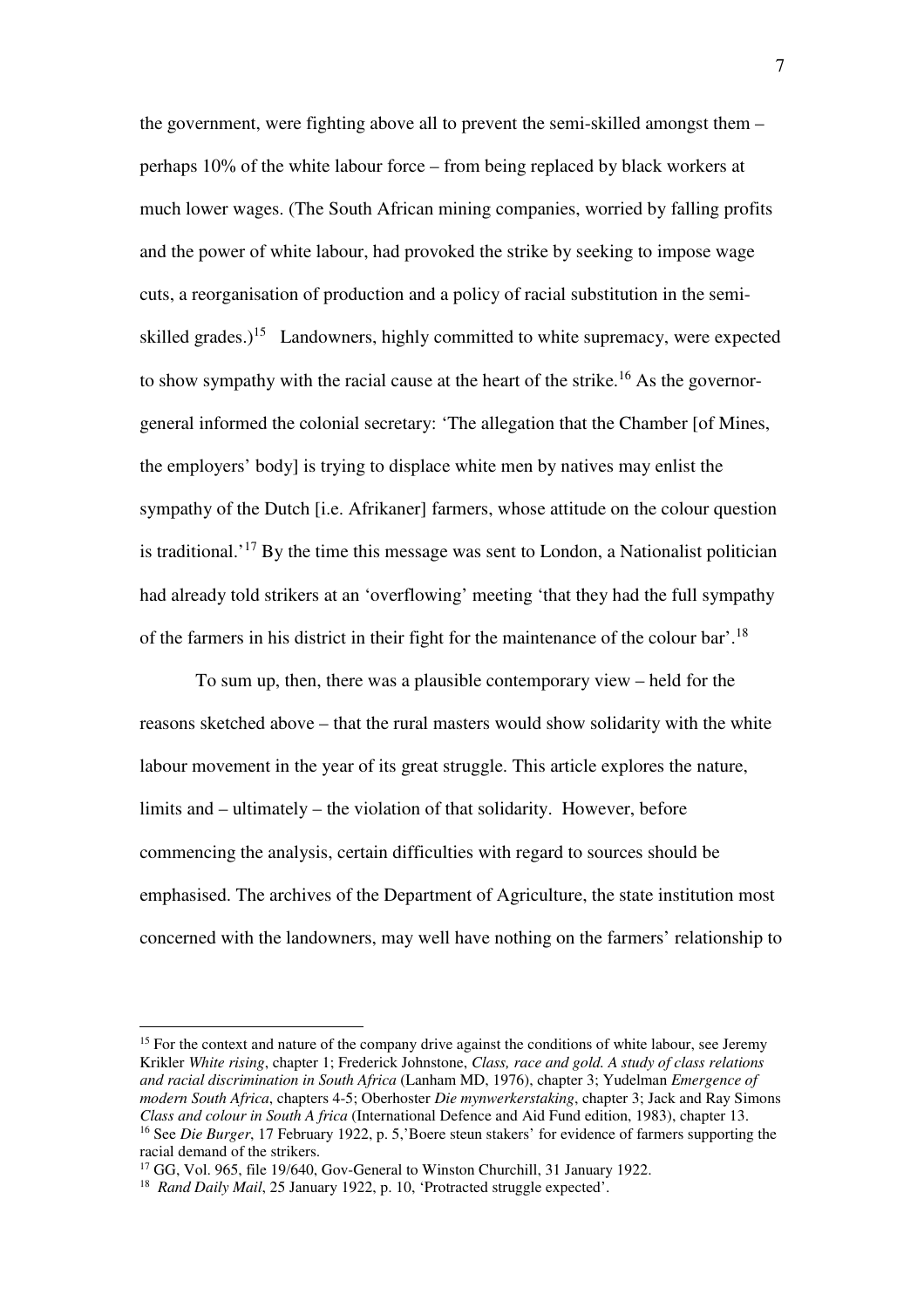the government, were fighting above all to prevent the semi-skilled amongst them – perhaps 10% of the white labour force – from being replaced by black workers at much lower wages. (The South African mining companies, worried by falling profits and the power of white labour, had provoked the strike by seeking to impose wage cuts, a reorganisation of production and a policy of racial substitution in the semi-skilled grades.)[15] Landowners, highly committed to white supremacy, were expected to show sympathy with the racial cause at the heart of the strike.[16] As the governor-general informed the colonial secretary: 'The allegation that the Chamber [of Mines, the employers' body] is trying to displace white men by natives may enlist the sympathy of the Dutch [i.e. Afrikaner] farmers, whose attitude on the colour question is traditional.'[17] By the time this message was sent to London, a Nationalist politician had already told strikers at an 'overflowing' meeting 'that they had the full sympathy of the farmers in his district in their fight for the maintenance of the colour bar'.[18]

To sum up, then, there was a plausible contemporary view – held for the reasons sketched above – that the rural masters would show solidarity with the white labour movement in the year of its great struggle. This article explores the nature, limits and – ultimately – the violation of that solidarity. However, before commencing the analysis, certain difficulties with regard to sources should be emphasised. The archives of the Department of Agriculture, the state institution most concerned with the landowners, may well have nothing on the farmers' relationship to

---

[15] For the context and nature of the company drive against the conditions of white labour, see Jeremy Krikler *White rising*, chapter 1; Frederick Johnstone, *Class, race and gold. A study of class relations and racial discrimination in South Africa* (Lanham MD, 1976), chapter 3; Yudelman *Emergence of modern South Africa*, chapters 4-5; Oberhoster *Die mynwerkerstaking*, chapter 3; Jack and Ray Simons *Class and colour in South A frica* (International Defence and Aid Fund edition, 1983), chapter 13.

[16] See *Die Burger*, 17 February 1922, p. 5,'Boere steun stakers' for evidence of farmers supporting the racial demand of the strikers.

[17] GG, Vol. 965, file 19/640, Gov-General to Winston Churchill, 31 January 1922.

[18] *Rand Daily Mail*, 25 January 1922, p. 10, 'Protracted struggle expected'.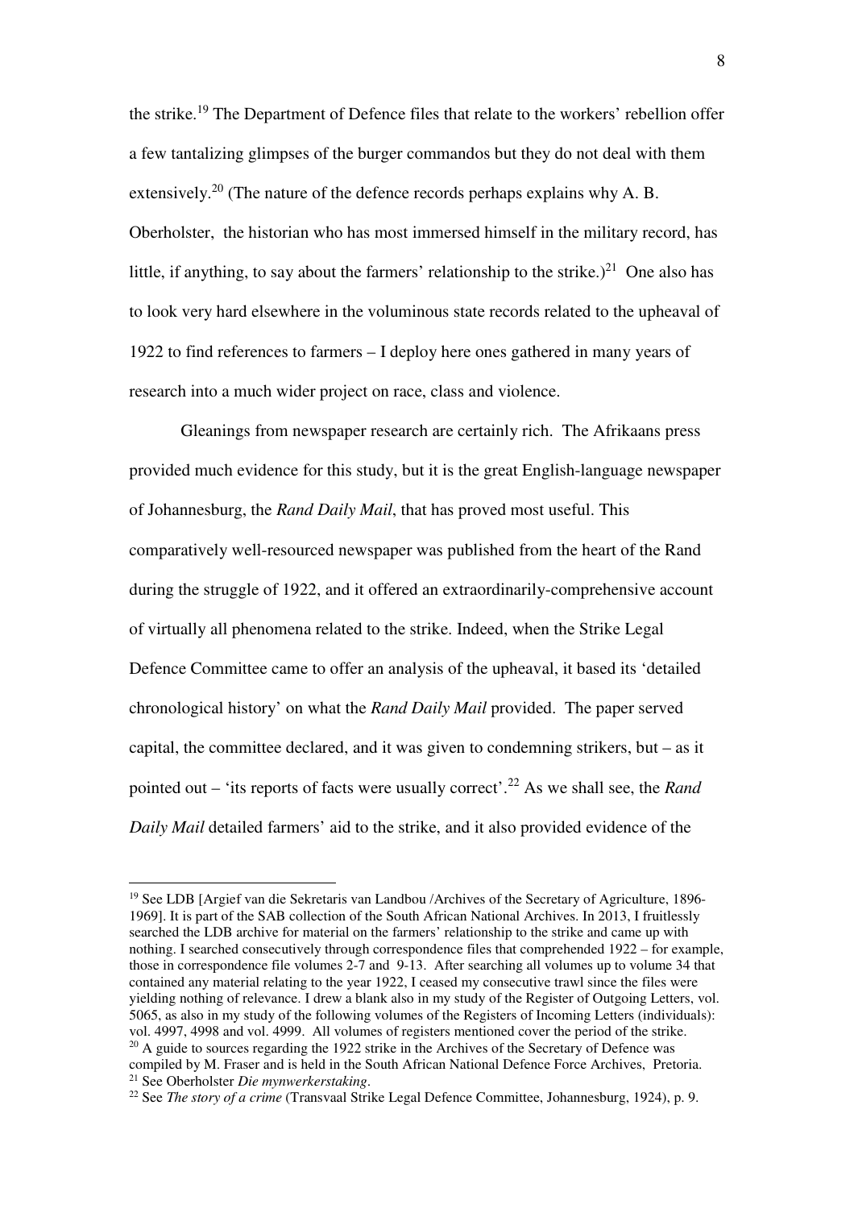the strike.[19] The Department of Defence files that relate to the workers' rebellion offer a few tantalizing glimpses of the burger commandos but they do not deal with them extensively.[20] (The nature of the defence records perhaps explains why A. B. Oberholster, the historian who has most immersed himself in the military record, has little, if anything, to say about the farmers' relationship to the strike.)[21] One also has to look very hard elsewhere in the voluminous state records related to the upheaval of 1922 to find references to farmers – I deploy here ones gathered in many years of research into a much wider project on race, class and violence.

Gleanings from newspaper research are certainly rich. The Afrikaans press provided much evidence for this study, but it is the great English-language newspaper of Johannesburg, the *Rand Daily Mail*, that has proved most useful. This comparatively well-resourced newspaper was published from the heart of the Rand during the struggle of 1922, and it offered an extraordinarily-comprehensive account of virtually all phenomena related to the strike. Indeed, when the Strike Legal Defence Committee came to offer an analysis of the upheaval, it based its 'detailed chronological history' on what the *Rand Daily Mail* provided. The paper served capital, the committee declared, and it was given to condemning strikers, but – as it pointed out – 'its reports of facts were usually correct'.[22] As we shall see, the *Rand Daily Mail* detailed farmers' aid to the strike, and it also provided evidence of the

---

[19] See LDB [Argief van die Sekretaris van Landbou /Archives of the Secretary of Agriculture, 1896-1969]. It is part of the SAB collection of the South African National Archives. In 2013, I fruitlessly searched the LDB archive for material on the farmers' relationship to the strike and came up with nothing. I searched consecutively through correspondence files that comprehended 1922 – for example, those in correspondence file volumes 2-7 and 9-13. After searching all volumes up to volume 34 that contained any material relating to the year 1922, I ceased my consecutive trawl since the files were yielding nothing of relevance. I drew a blank also in my study of the Register of Outgoing Letters, vol. 5065, as also in my study of the following volumes of the Registers of Incoming Letters (individuals): vol. 4997, 4998 and vol. 4999. All volumes of registers mentioned cover the period of the strike.

[20] A guide to sources regarding the 1922 strike in the Archives of the Secretary of Defence was compiled by M. Fraser and is held in the South African National Defence Force Archives, Pretoria.

[21] See Oberholster *Die mynwerkerstaking*.

[22] See *The story of a crime* (Transvaal Strike Legal Defence Committee, Johannesburg, 1924), p. 9.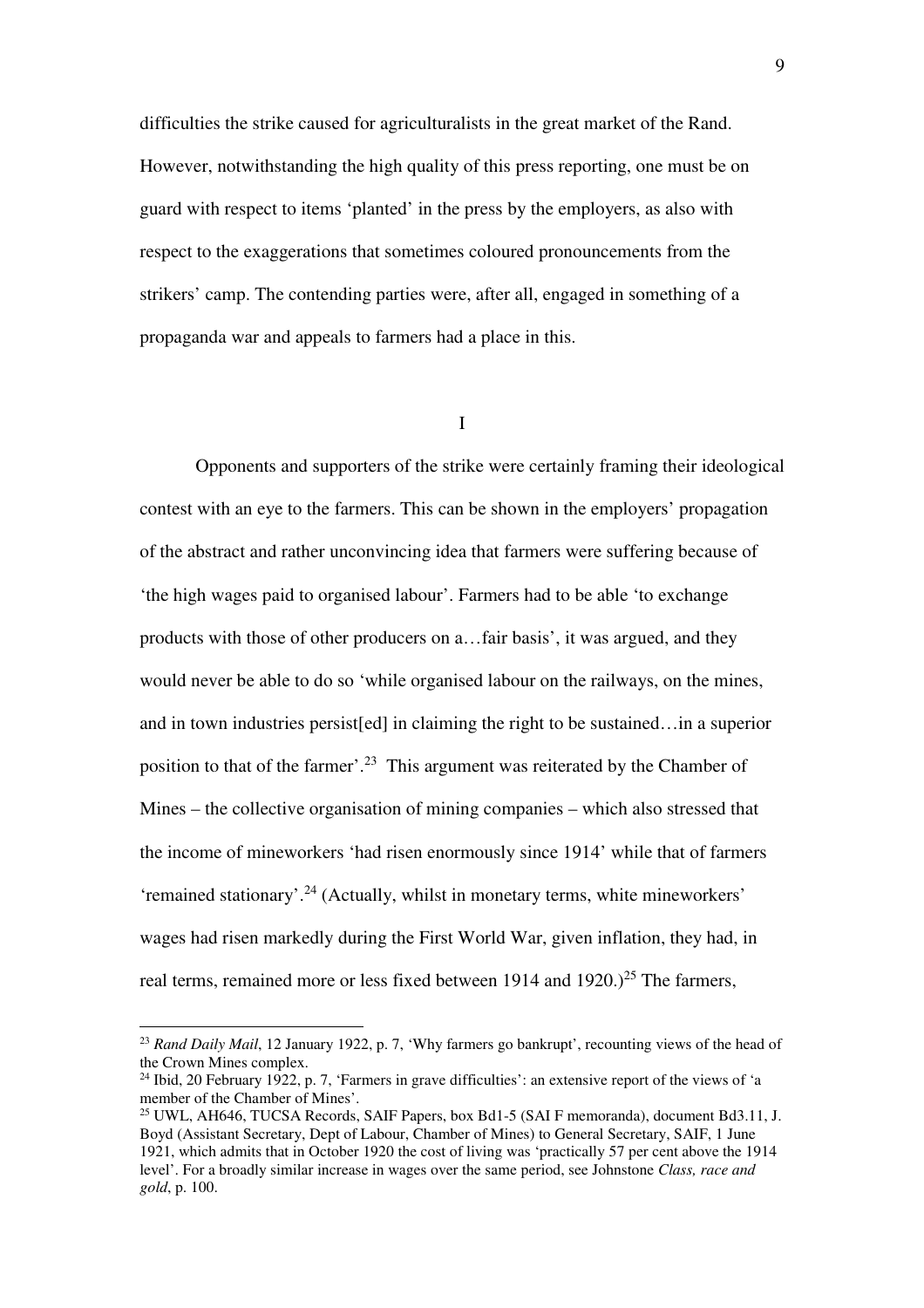difficulties the strike caused for agriculturalists in the great market of the Rand. However, notwithstanding the high quality of this press reporting, one must be on guard with respect to items 'planted' in the press by the employers, as also with respect to the exaggerations that sometimes coloured pronouncements from the strikers' camp. The contending parties were, after all, engaged in something of a propaganda war and appeals to farmers had a place in this.

## I

Opponents and supporters of the strike were certainly framing their ideological contest with an eye to the farmers. This can be shown in the employers' propagation of the abstract and rather unconvincing idea that farmers were suffering because of 'the high wages paid to organised labour'. Farmers had to be able 'to exchange products with those of other producers on a…fair basis', it was argued, and they would never be able to do so 'while organised labour on the railways, on the mines, and in town industries persist[ed] in claiming the right to be sustained…in a superior position to that of the farmer'.[23] This argument was reiterated by the Chamber of Mines – the collective organisation of mining companies – which also stressed that the income of mineworkers 'had risen enormously since 1914' while that of farmers 'remained stationary'.[24] (Actually, whilst in monetary terms, white mineworkers' wages had risen markedly during the First World War, given inflation, they had, in real terms, remained more or less fixed between 1914 and 1920.)[25] The farmers,

---

[23] *Rand Daily Mail*, 12 January 1922, p. 7, 'Why farmers go bankrupt', recounting views of the head of the Crown Mines complex.

[24] Ibid, 20 February 1922, p. 7, 'Farmers in grave difficulties': an extensive report of the views of 'a member of the Chamber of Mines'.

[25] UWL, AH646, TUCSA Records, SAIF Papers, box Bd1-5 (SAI F memoranda), document Bd3.11, J. Boyd (Assistant Secretary, Dept of Labour, Chamber of Mines) to General Secretary, SAIF, 1 June 1921, which admits that in October 1920 the cost of living was 'practically 57 per cent above the 1914 level'. For a broadly similar increase in wages over the same period, see Johnstone *Class, race and gold*, p. 100.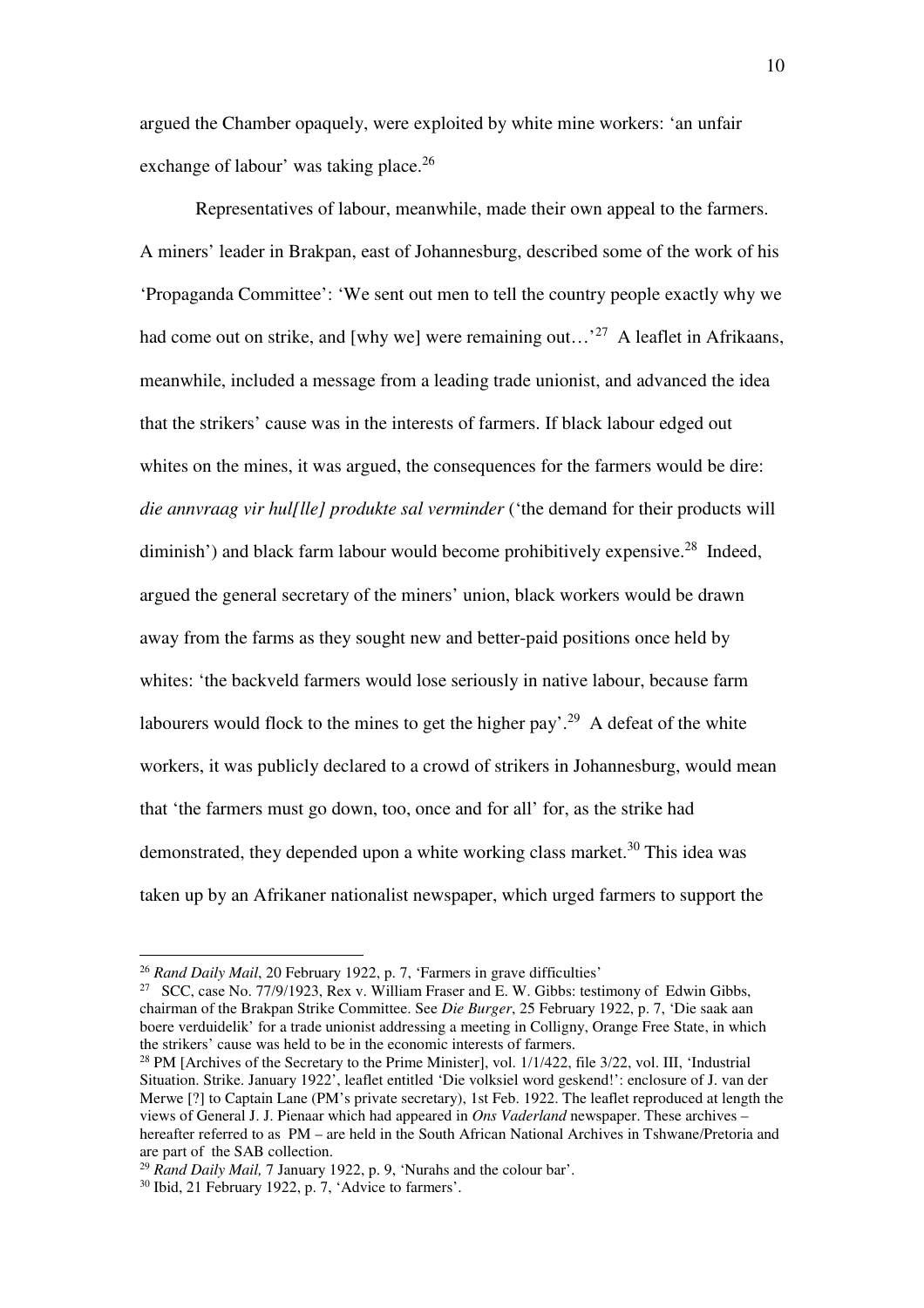argued the Chamber opaquely, were exploited by white mine workers: 'an unfair exchange of labour' was taking place.[26]

Representatives of labour, meanwhile, made their own appeal to the farmers. A miners' leader in Brakpan, east of Johannesburg, described some of the work of his 'Propaganda Committee': 'We sent out men to tell the country people exactly why we had come out on strike, and [why we] were remaining out…'[27] A leaflet in Afrikaans, meanwhile, included a message from a leading trade unionist, and advanced the idea that the strikers' cause was in the interests of farmers. If black labour edged out whites on the mines, it was argued, the consequences for the farmers would be dire: *die annvraag vir hul[lle] produkte sal verminder* ('the demand for their products will diminish') and black farm labour would become prohibitively expensive.[28] Indeed, argued the general secretary of the miners' union, black workers would be drawn away from the farms as they sought new and better-paid positions once held by whites: 'the backveld farmers would lose seriously in native labour, because farm labourers would flock to the mines to get the higher pay'.[29] A defeat of the white workers, it was publicly declared to a crowd of strikers in Johannesburg, would mean that 'the farmers must go down, too, once and for all' for, as the strike had demonstrated, they depended upon a white working class market.[30] This idea was taken up by an Afrikaner nationalist newspaper, which urged farmers to support the

---

[26] *Rand Daily Mail*, 20 February 1922, p. 7, 'Farmers in grave difficulties'

[27] SCC, case No. 77/9/1923, Rex v. William Fraser and E. W. Gibbs: testimony of Edwin Gibbs, chairman of the Brakpan Strike Committee. See *Die Burger*, 25 February 1922, p. 7, 'Die saak aan boere verduidelik' for a trade unionist addressing a meeting in Colligny, Orange Free State, in which the strikers' cause was held to be in the economic interests of farmers.

[28] PM [Archives of the Secretary to the Prime Minister], vol. 1/1/422, file 3/22, vol. III, 'Industrial Situation. Strike. January 1922', leaflet entitled 'Die volksiel word geskend!': enclosure of J. van der Merwe [?] to Captain Lane (PM's private secretary), 1st Feb. 1922. The leaflet reproduced at length the views of General J. J. Pienaar which had appeared in *Ons Vaderland* newspaper. These archives – hereafter referred to as PM – are held in the South African National Archives in Tshwane/Pretoria and are part of the SAB collection.

[29] *Rand Daily Mail,* 7 January 1922, p. 9, 'Nurahs and the colour bar'.

[30] Ibid, 21 February 1922, p. 7, 'Advice to farmers'.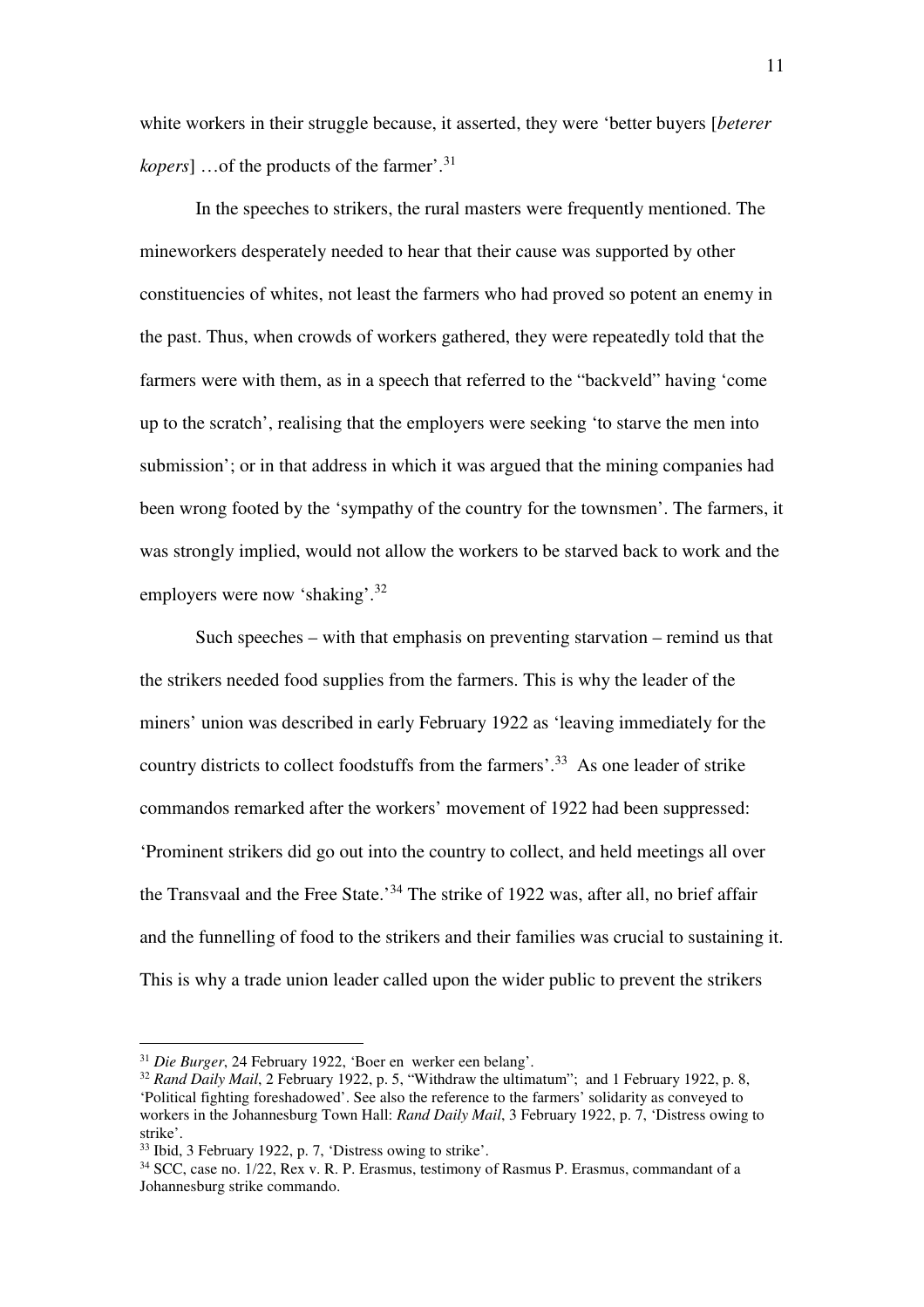white workers in their struggle because, it asserted, they were 'better buyers [*beterer kopers*] …of the products of the farmer'.[31]

In the speeches to strikers, the rural masters were frequently mentioned. The mineworkers desperately needed to hear that their cause was supported by other constituencies of whites, not least the farmers who had proved so potent an enemy in the past. Thus, when crowds of workers gathered, they were repeatedly told that the farmers were with them, as in a speech that referred to the "backveld" having 'come up to the scratch', realising that the employers were seeking 'to starve the men into submission'; or in that address in which it was argued that the mining companies had been wrong footed by the 'sympathy of the country for the townsmen'. The farmers, it was strongly implied, would not allow the workers to be starved back to work and the employers were now 'shaking'.[32]

Such speeches – with that emphasis on preventing starvation – remind us that the strikers needed food supplies from the farmers. This is why the leader of the miners' union was described in early February 1922 as 'leaving immediately for the country districts to collect foodstuffs from the farmers'.[33] As one leader of strike commandos remarked after the workers' movement of 1922 had been suppressed: 'Prominent strikers did go out into the country to collect, and held meetings all over the Transvaal and the Free State.'[34] The strike of 1922 was, after all, no brief affair and the funnelling of food to the strikers and their families was crucial to sustaining it. This is why a trade union leader called upon the wider public to prevent the strikers

---

[31] *Die Burger*, 24 February 1922, 'Boer en werker een belang'.

[32] *Rand Daily Mail*, 2 February 1922, p. 5, "Withdraw the ultimatum"; and 1 February 1922, p. 8, 'Political fighting foreshadowed'. See also the reference to the farmers' solidarity as conveyed to workers in the Johannesburg Town Hall: *Rand Daily Mail*, 3 February 1922, p. 7, 'Distress owing to strike'.

[33] Ibid, 3 February 1922, p. 7, 'Distress owing to strike'.

[34] SCC, case no. 1/22, Rex v. R. P. Erasmus, testimony of Rasmus P. Erasmus, commandant of a Johannesburg strike commando.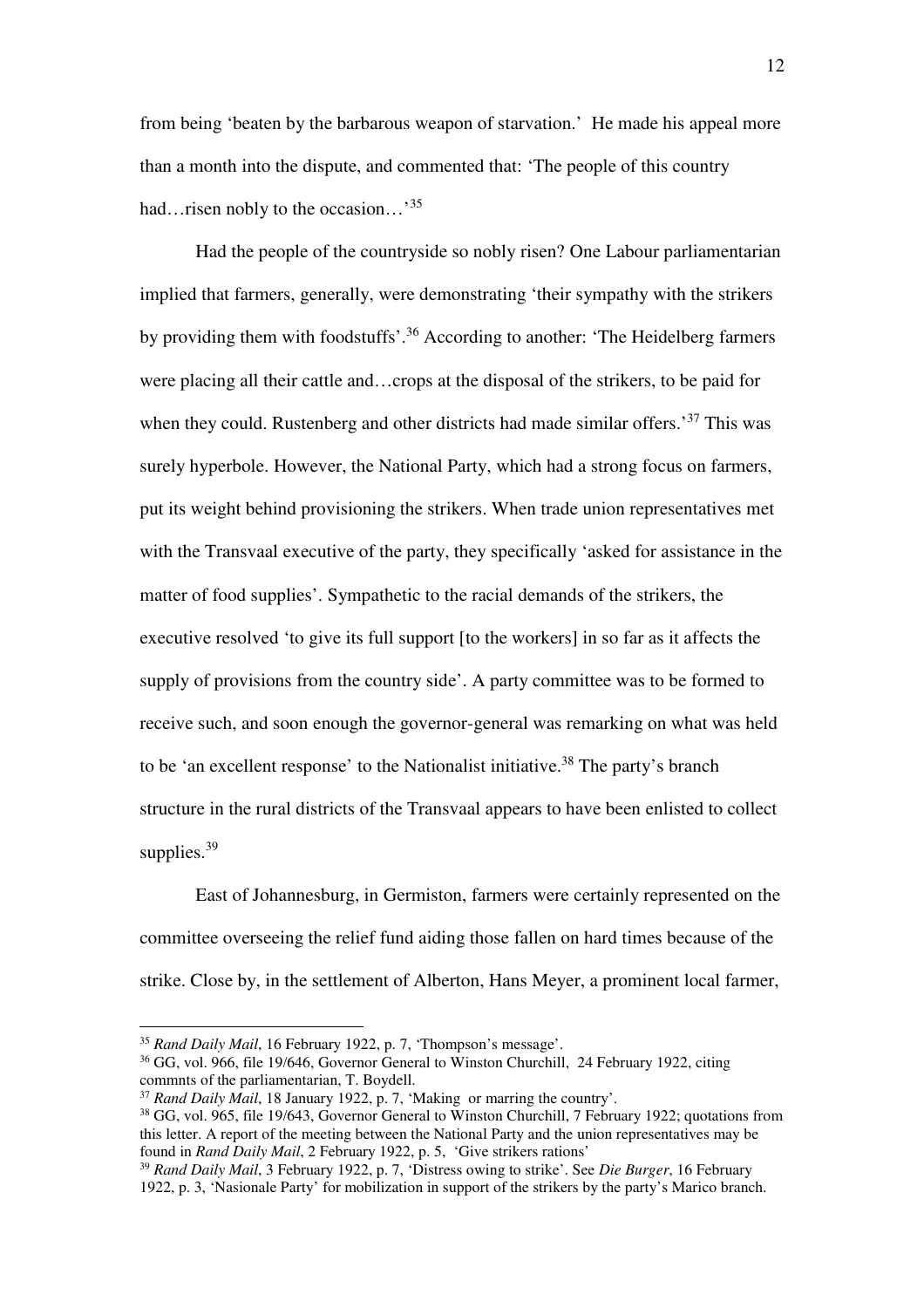from being 'beaten by the barbarous weapon of starvation.' He made his appeal more than a month into the dispute, and commented that: 'The people of this country had…risen nobly to the occasion…'[35]

Had the people of the countryside so nobly risen? One Labour parliamentarian implied that farmers, generally, were demonstrating 'their sympathy with the strikers by providing them with foodstuffs'.[36] According to another: 'The Heidelberg farmers were placing all their cattle and…crops at the disposal of the strikers, to be paid for when they could. Rustenberg and other districts had made similar offers.'[37] This was surely hyperbole. However, the National Party, which had a strong focus on farmers, put its weight behind provisioning the strikers. When trade union representatives met with the Transvaal executive of the party, they specifically 'asked for assistance in the matter of food supplies'. Sympathetic to the racial demands of the strikers, the executive resolved 'to give its full support [to the workers] in so far as it affects the supply of provisions from the country side'. A party committee was to be formed to receive such, and soon enough the governor-general was remarking on what was held to be 'an excellent response' to the Nationalist initiative.[38] The party's branch structure in the rural districts of the Transvaal appears to have been enlisted to collect supplies.[39]

East of Johannesburg, in Germiston, farmers were certainly represented on the committee overseeing the relief fund aiding those fallen on hard times because of the strike. Close by, in the settlement of Alberton, Hans Meyer, a prominent local farmer,

---

[35] *Rand Daily Mail*, 16 February 1922, p. 7, 'Thompson's message'.

[36] GG, vol. 966, file 19/646, Governor General to Winston Churchill, 24 February 1922, citing commnts of the parliamentarian, T. Boydell.

[37] *Rand Daily Mail*, 18 January 1922, p. 7, 'Making or marring the country'.

[38] GG, vol. 965, file 19/643, Governor General to Winston Churchill, 7 February 1922; quotations from this letter. A report of the meeting between the National Party and the union representatives may be found in *Rand Daily Mail*, 2 February 1922, p. 5, 'Give strikers rations'

[39] *Rand Daily Mail*, 3 February 1922, p. 7, 'Distress owing to strike'. See *Die Burger*, 16 February 1922, p. 3, 'Nasionale Party' for mobilization in support of the strikers by the party's Marico branch.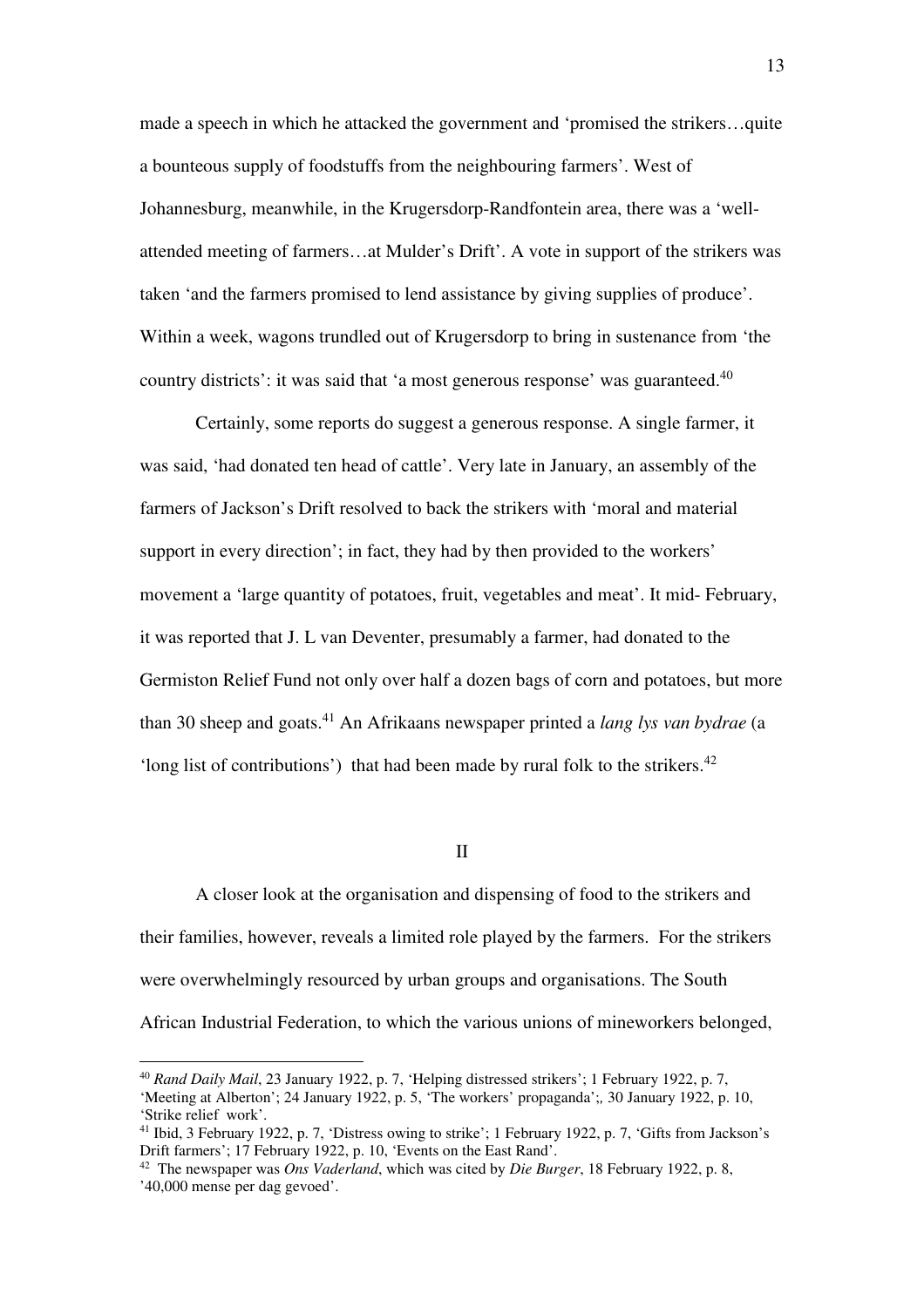made a speech in which he attacked the government and 'promised the strikers…quite a bounteous supply of foodstuffs from the neighbouring farmers'. West of Johannesburg, meanwhile, in the Krugersdorp-Randfontein area, there was a 'well-attended meeting of farmers…at Mulder's Drift'. A vote in support of the strikers was taken 'and the farmers promised to lend assistance by giving supplies of produce'. Within a week, wagons trundled out of Krugersdorp to bring in sustenance from 'the country districts': it was said that 'a most generous response' was guaranteed.[40]

Certainly, some reports do suggest a generous response. A single farmer, it was said, 'had donated ten head of cattle'. Very late in January, an assembly of the farmers of Jackson's Drift resolved to back the strikers with 'moral and material support in every direction'; in fact, they had by then provided to the workers' movement a 'large quantity of potatoes, fruit, vegetables and meat'. It mid- February, it was reported that J. L van Deventer, presumably a farmer, had donated to the Germiston Relief Fund not only over half a dozen bags of corn and potatoes, but more than 30 sheep and goats.[41] An Afrikaans newspaper printed a *lang lys van bydrae* (a 'long list of contributions') that had been made by rural folk to the strikers.[42]

## II

A closer look at the organisation and dispensing of food to the strikers and their families, however, reveals a limited role played by the farmers. For the strikers were overwhelmingly resourced by urban groups and organisations. The South African Industrial Federation, to which the various unions of mineworkers belonged,

---

[40] *Rand Daily Mail*, 23 January 1922, p. 7, 'Helping distressed strikers'; 1 February 1922, p. 7, 'Meeting at Alberton'; 24 January 1922, p. 5, 'The workers' propaganda';, 30 January 1922, p. 10, 'Strike relief work'.

[41] Ibid, 3 February 1922, p. 7, 'Distress owing to strike'; 1 February 1922, p. 7, 'Gifts from Jackson's Drift farmers'; 17 February 1922, p. 10, 'Events on the East Rand'.

[42] The newspaper was *Ons Vaderland*, which was cited by *Die Burger*, 18 February 1922, p. 8, '40,000 mense per dag gevoed'.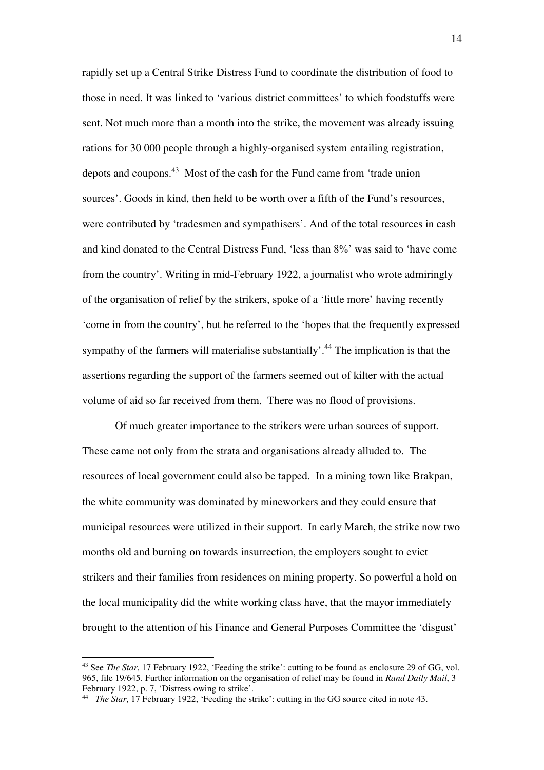rapidly set up a Central Strike Distress Fund to coordinate the distribution of food to those in need. It was linked to 'various district committees' to which foodstuffs were sent. Not much more than a month into the strike, the movement was already issuing rations for 30 000 people through a highly-organised system entailing registration, depots and coupons.[43] Most of the cash for the Fund came from 'trade union sources'. Goods in kind, then held to be worth over a fifth of the Fund's resources, were contributed by 'tradesmen and sympathisers'. And of the total resources in cash and kind donated to the Central Distress Fund, 'less than 8%' was said to 'have come from the country'. Writing in mid-February 1922, a journalist who wrote admiringly of the organisation of relief by the strikers, spoke of a 'little more' having recently 'come in from the country', but he referred to the 'hopes that the frequently expressed sympathy of the farmers will materialise substantially'.[44] The implication is that the assertions regarding the support of the farmers seemed out of kilter with the actual volume of aid so far received from them. There was no flood of provisions.

Of much greater importance to the strikers were urban sources of support. These came not only from the strata and organisations already alluded to. The resources of local government could also be tapped. In a mining town like Brakpan, the white community was dominated by mineworkers and they could ensure that municipal resources were utilized in their support. In early March, the strike now two months old and burning on towards insurrection, the employers sought to evict strikers and their families from residences on mining property. So powerful a hold on the local municipality did the white working class have, that the mayor immediately brought to the attention of his Finance and General Purposes Committee the 'disgust'

---

[43] See *The Star*, 17 February 1922, 'Feeding the strike': cutting to be found as enclosure 29 of GG, vol. 965, file 19/645. Further information on the organisation of relief may be found in *Rand Daily Mail*, 3 February 1922, p. 7, 'Distress owing to strike'.

[44] *The Star*, 17 February 1922, 'Feeding the strike': cutting in the GG source cited in note 43.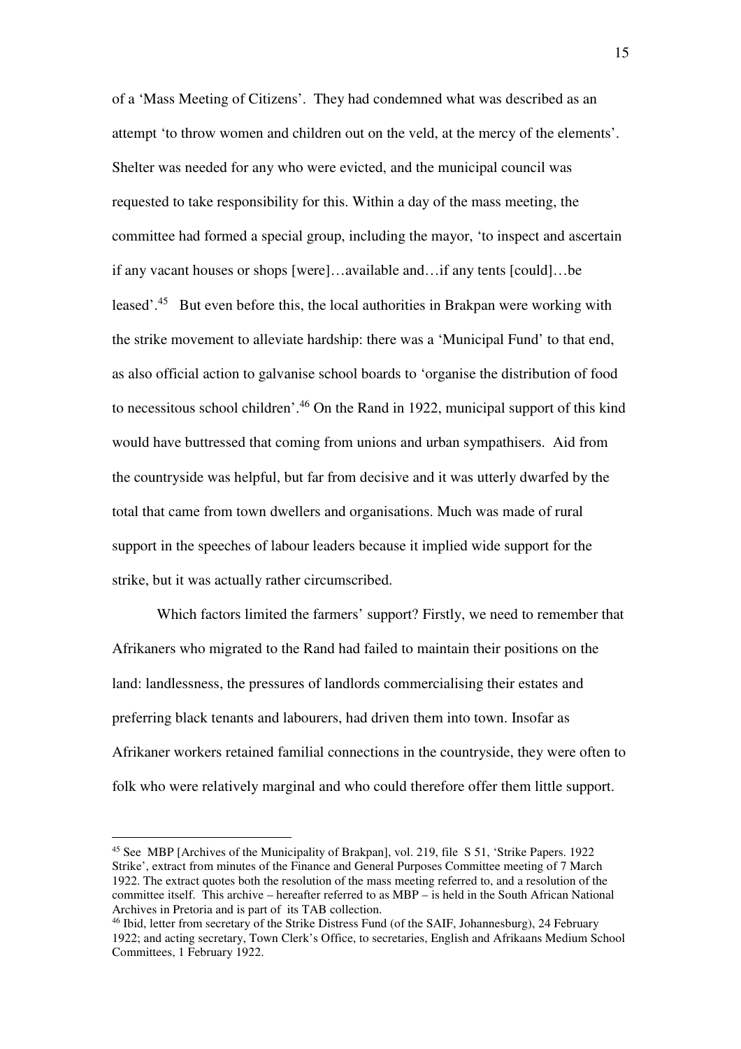of a 'Mass Meeting of Citizens'. They had condemned what was described as an attempt 'to throw women and children out on the veld, at the mercy of the elements'. Shelter was needed for any who were evicted, and the municipal council was requested to take responsibility for this. Within a day of the mass meeting, the committee had formed a special group, including the mayor, 'to inspect and ascertain if any vacant houses or shops [were]…available and…if any tents [could]…be leased'.[45] But even before this, the local authorities in Brakpan were working with the strike movement to alleviate hardship: there was a 'Municipal Fund' to that end, as also official action to galvanise school boards to 'organise the distribution of food to necessitous school children'.[46] On the Rand in 1922, municipal support of this kind would have buttressed that coming from unions and urban sympathisers. Aid from the countryside was helpful, but far from decisive and it was utterly dwarfed by the total that came from town dwellers and organisations. Much was made of rural support in the speeches of labour leaders because it implied wide support for the strike, but it was actually rather circumscribed.

Which factors limited the farmers' support? Firstly, we need to remember that Afrikaners who migrated to the Rand had failed to maintain their positions on the land: landlessness, the pressures of landlords commercialising their estates and preferring black tenants and labourers, had driven them into town. Insofar as Afrikaner workers retained familial connections in the countryside, they were often to folk who were relatively marginal and who could therefore offer them little support.

---

[45] See MBP [Archives of the Municipality of Brakpan], vol. 219, file S 51, 'Strike Papers. 1922 Strike', extract from minutes of the Finance and General Purposes Committee meeting of 7 March 1922. The extract quotes both the resolution of the mass meeting referred to, and a resolution of the committee itself. This archive – hereafter referred to as MBP – is held in the South African National Archives in Pretoria and is part of its TAB collection.

[46] Ibid, letter from secretary of the Strike Distress Fund (of the SAIF, Johannesburg), 24 February 1922; and acting secretary, Town Clerk's Office, to secretaries, English and Afrikaans Medium School Committees, 1 February 1922.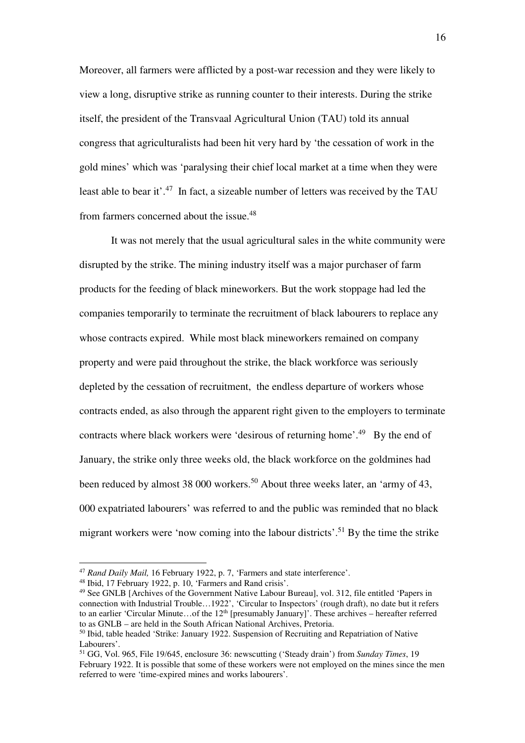Moreover, all farmers were afflicted by a post-war recession and they were likely to view a long, disruptive strike as running counter to their interests. During the strike itself, the president of the Transvaal Agricultural Union (TAU) told its annual congress that agriculturalists had been hit very hard by 'the cessation of work in the gold mines' which was 'paralysing their chief local market at a time when they were least able to bear it'.[47] In fact, a sizeable number of letters was received by the TAU from farmers concerned about the issue.[48]

It was not merely that the usual agricultural sales in the white community were disrupted by the strike. The mining industry itself was a major purchaser of farm products for the feeding of black mineworkers. But the work stoppage had led the companies temporarily to terminate the recruitment of black labourers to replace any whose contracts expired. While most black mineworkers remained on company property and were paid throughout the strike, the black workforce was seriously depleted by the cessation of recruitment, the endless departure of workers whose contracts ended, as also through the apparent right given to the employers to terminate contracts where black workers were 'desirous of returning home'.[49] By the end of January, the strike only three weeks old, the black workforce on the goldmines had been reduced by almost 38 000 workers.[50] About three weeks later, an 'army of 43, 000 expatriated labourers' was referred to and the public was reminded that no black migrant workers were 'now coming into the labour districts'.[51] By the time the strike

---

[47] *Rand Daily Mail,* 16 February 1922, p. 7, 'Farmers and state interference'.

[48] Ibid, 17 February 1922, p. 10, 'Farmers and Rand crisis'.

[49] See GNLB [Archives of the Government Native Labour Bureau], vol. 312, file entitled 'Papers in connection with Industrial Trouble…1922', 'Circular to Inspectors' (rough draft), no date but it refers to an earlier 'Circular Minute…of the 12th [presumably January]'. These archives – hereafter referred to as GNLB – are held in the South African National Archives, Pretoria.

[50] Ibid, table headed 'Strike: January 1922. Suspension of Recruiting and Repatriation of Native Labourers'.

[51] GG, Vol. 965, File 19/645, enclosure 36: newscutting ('Steady drain') from *Sunday Times*, 19 February 1922. It is possible that some of these workers were not employed on the mines since the men referred to were 'time-expired mines and works labourers'.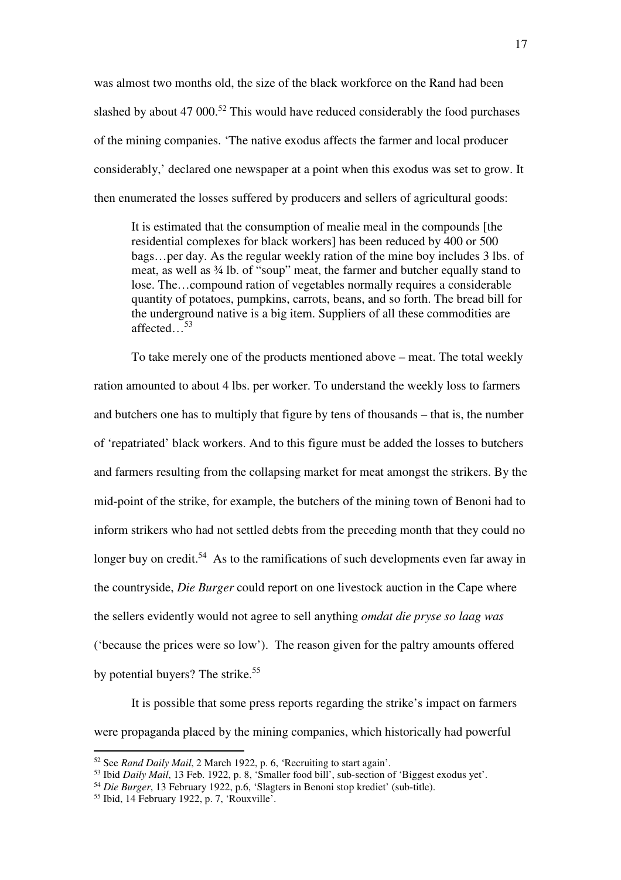was almost two months old, the size of the black workforce on the Rand had been slashed by about 47 000.[52] This would have reduced considerably the food purchases of the mining companies. 'The native exodus affects the farmer and local producer considerably,' declared one newspaper at a point when this exodus was set to grow. It then enumerated the losses suffered by producers and sellers of agricultural goods:

> It is estimated that the consumption of mealie meal in the compounds [the residential complexes for black workers] has been reduced by 400 or 500 bags…per day. As the regular weekly ration of the mine boy includes 3 lbs. of meat, as well as ¾ lb. of "soup" meat, the farmer and butcher equally stand to lose. The…compound ration of vegetables normally requires a considerable quantity of potatoes, pumpkins, carrots, beans, and so forth. The bread bill for the underground native is a big item. Suppliers of all these commodities are affected…[53]

To take merely one of the products mentioned above – meat. The total weekly ration amounted to about 4 lbs. per worker. To understand the weekly loss to farmers and butchers one has to multiply that figure by tens of thousands – that is, the number of 'repatriated' black workers. And to this figure must be added the losses to butchers and farmers resulting from the collapsing market for meat amongst the strikers. By the mid-point of the strike, for example, the butchers of the mining town of Benoni had to inform strikers who had not settled debts from the preceding month that they could no longer buy on credit.[54] As to the ramifications of such developments even far away in the countryside, *Die Burger* could report on one livestock auction in the Cape where the sellers evidently would not agree to sell anything *omdat die pryse so laag was* ('because the prices were so low'). The reason given for the paltry amounts offered by potential buyers? The strike.[55]

It is possible that some press reports regarding the strike's impact on farmers were propaganda placed by the mining companies, which historically had powerful

---

[52] See *Rand Daily Mail*, 2 March 1922, p. 6, 'Recruiting to start again'.

[53] Ibid *Daily Mail*, 13 Feb. 1922, p. 8, 'Smaller food bill', sub-section of 'Biggest exodus yet'.

[54] *Die Burger*, 13 February 1922, p.6, 'Slagters in Benoni stop krediet' (sub-title).

[55] Ibid, 14 February 1922, p. 7, 'Rouxville'.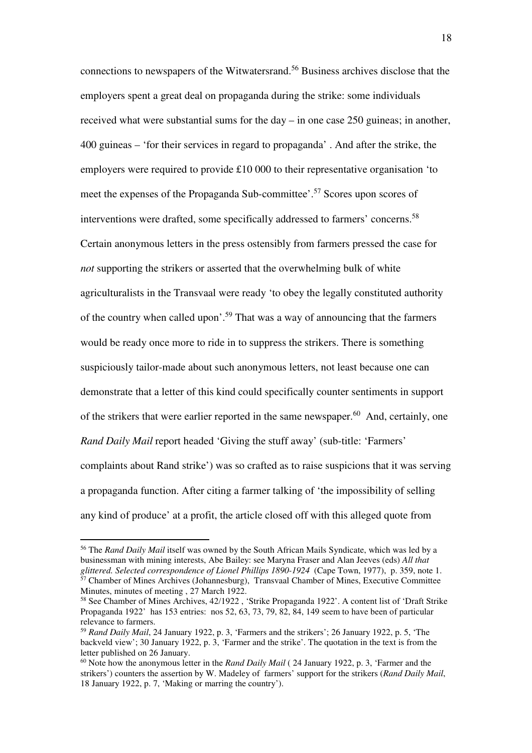connections to newspapers of the Witwatersrand.[56] Business archives disclose that the employers spent a great deal on propaganda during the strike: some individuals received what were substantial sums for the day – in one case 250 guineas; in another, 400 guineas – 'for their services in regard to propaganda' . And after the strike, the employers were required to provide £10 000 to their representative organisation 'to meet the expenses of the Propaganda Sub-committee'.[57] Scores upon scores of interventions were drafted, some specifically addressed to farmers' concerns.[58] Certain anonymous letters in the press ostensibly from farmers pressed the case for *not* supporting the strikers or asserted that the overwhelming bulk of white agriculturalists in the Transvaal were ready 'to obey the legally constituted authority of the country when called upon'.[59] That was a way of announcing that the farmers would be ready once more to ride in to suppress the strikers. There is something suspiciously tailor-made about such anonymous letters, not least because one can demonstrate that a letter of this kind could specifically counter sentiments in support of the strikers that were earlier reported in the same newspaper.[60] And, certainly, one *Rand Daily Mail* report headed 'Giving the stuff away' (sub-title: 'Farmers' complaints about Rand strike') was so crafted as to raise suspicions that it was serving a propaganda function. After citing a farmer talking of 'the impossibility of selling any kind of produce' at a profit, the article closed off with this alleged quote from

---

[56] The *Rand Daily Mail* itself was owned by the South African Mails Syndicate, which was led by a businessman with mining interests, Abe Bailey: see Maryna Fraser and Alan Jeeves (eds) *All that glittered. Selected correspondence of Lionel Phillips 1890-1924* (Cape Town, 1977), p. 359, note 1.

[57] Chamber of Mines Archives (Johannesburg), Transvaal Chamber of Mines, Executive Committee Minutes, minutes of meeting , 27 March 1922.

[58] See Chamber of Mines Archives, 42/1922 , 'Strike Propaganda 1922'. A content list of 'Draft Strike Propaganda 1922' has 153 entries: nos 52, 63, 73, 79, 82, 84, 149 seem to have been of particular relevance to farmers.

[59] *Rand Daily Mail*, 24 January 1922, p. 3, 'Farmers and the strikers'; 26 January 1922, p. 5, 'The backveld view'; 30 January 1922, p. 3, 'Farmer and the strike'. The quotation in the text is from the letter published on 26 January.

[60] Note how the anonymous letter in the *Rand Daily Mail* ( 24 January 1922, p. 3, 'Farmer and the strikers') counters the assertion by W. Madeley of farmers' support for the strikers (*Rand Daily Mail*, 18 January 1922, p. 7, 'Making or marring the country').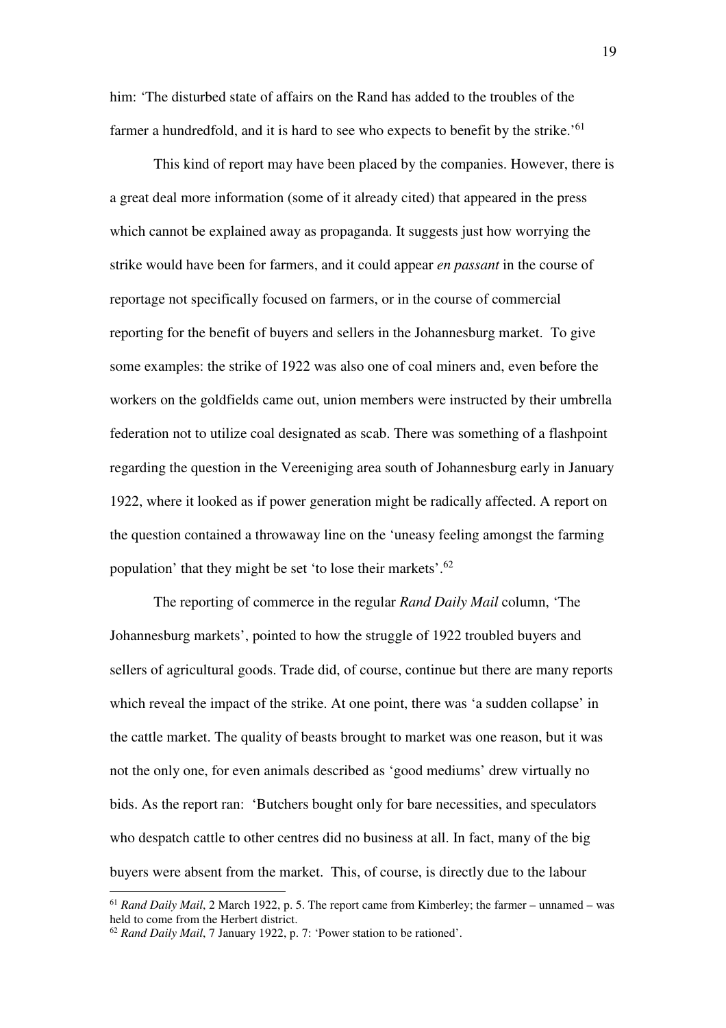him: 'The disturbed state of affairs on the Rand has added to the troubles of the farmer a hundredfold, and it is hard to see who expects to benefit by the strike.'[61]

This kind of report may have been placed by the companies. However, there is a great deal more information (some of it already cited) that appeared in the press which cannot be explained away as propaganda. It suggests just how worrying the strike would have been for farmers, and it could appear *en passant* in the course of reportage not specifically focused on farmers, or in the course of commercial reporting for the benefit of buyers and sellers in the Johannesburg market. To give some examples: the strike of 1922 was also one of coal miners and, even before the workers on the goldfields came out, union members were instructed by their umbrella federation not to utilize coal designated as scab. There was something of a flashpoint regarding the question in the Vereeniging area south of Johannesburg early in January 1922, where it looked as if power generation might be radically affected. A report on the question contained a throwaway line on the 'uneasy feeling amongst the farming population' that they might be set 'to lose their markets'.[62]

The reporting of commerce in the regular *Rand Daily Mail* column, 'The Johannesburg markets', pointed to how the struggle of 1922 troubled buyers and sellers of agricultural goods. Trade did, of course, continue but there are many reports which reveal the impact of the strike. At one point, there was 'a sudden collapse' in the cattle market. The quality of beasts brought to market was one reason, but it was not the only one, for even animals described as 'good mediums' drew virtually no bids. As the report ran: 'Butchers bought only for bare necessities, and speculators who despatch cattle to other centres did no business at all. In fact, many of the big buyers were absent from the market. This, of course, is directly due to the labour

---

[61] *Rand Daily Mail*, 2 March 1922, p. 5. The report came from Kimberley; the farmer – unnamed – was held to come from the Herbert district.

[62] *Rand Daily Mail*, 7 January 1922, p. 7: 'Power station to be rationed'.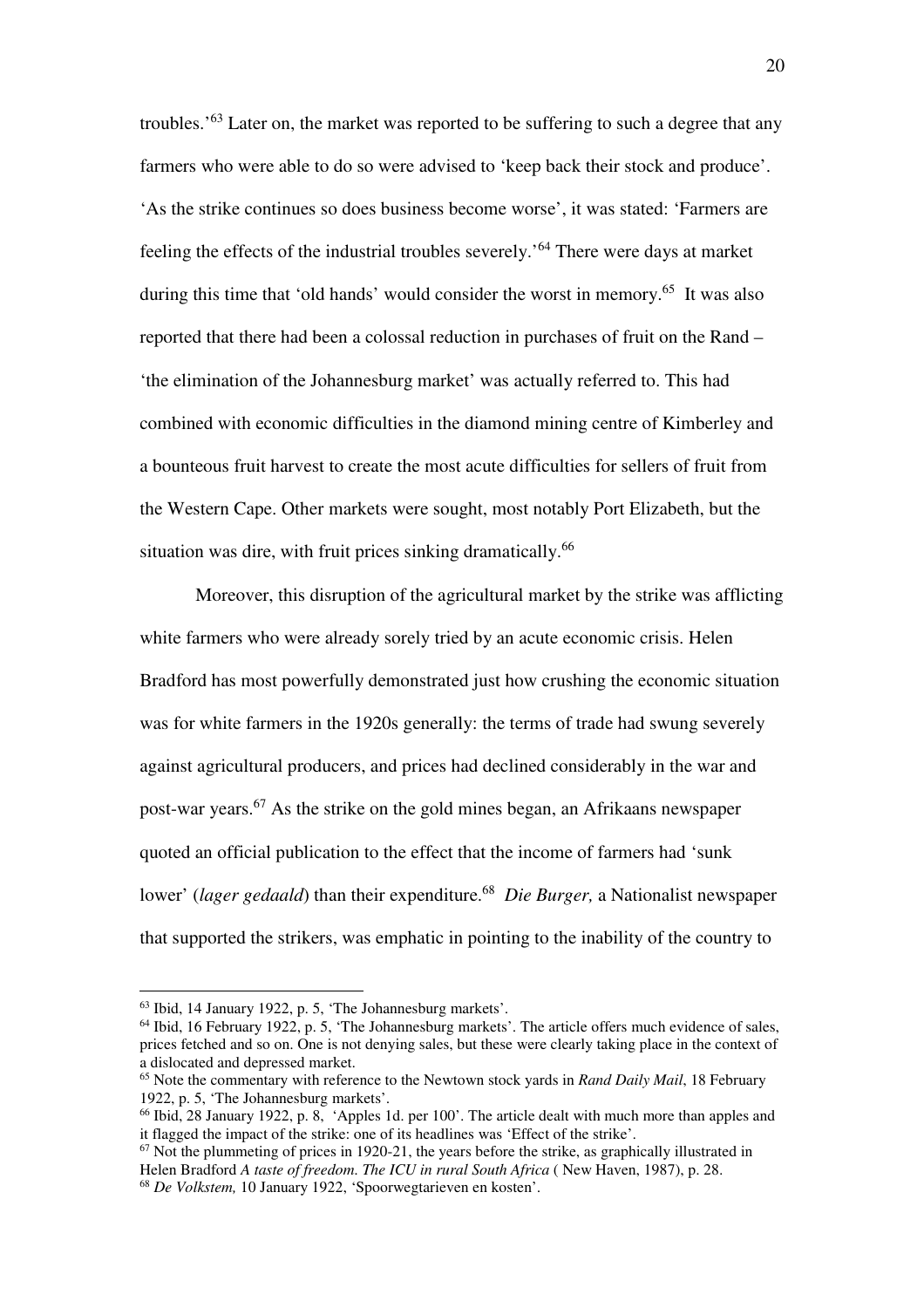troubles.'[63] Later on, the market was reported to be suffering to such a degree that any farmers who were able to do so were advised to 'keep back their stock and produce'. 'As the strike continues so does business become worse', it was stated: 'Farmers are feeling the effects of the industrial troubles severely.'[64] There were days at market during this time that 'old hands' would consider the worst in memory.[65] It was also reported that there had been a colossal reduction in purchases of fruit on the Rand – 'the elimination of the Johannesburg market' was actually referred to. This had combined with economic difficulties in the diamond mining centre of Kimberley and a bounteous fruit harvest to create the most acute difficulties for sellers of fruit from the Western Cape. Other markets were sought, most notably Port Elizabeth, but the situation was dire, with fruit prices sinking dramatically.[66]

Moreover, this disruption of the agricultural market by the strike was afflicting white farmers who were already sorely tried by an acute economic crisis. Helen Bradford has most powerfully demonstrated just how crushing the economic situation was for white farmers in the 1920s generally: the terms of trade had swung severely against agricultural producers, and prices had declined considerably in the war and post-war years.[67] As the strike on the gold mines began, an Afrikaans newspaper quoted an official publication to the effect that the income of farmers had 'sunk lower' (*lager gedaald*) than their expenditure.[68] *Die Burger,* a Nationalist newspaper that supported the strikers, was emphatic in pointing to the inability of the country to

---

[63] Ibid, 14 January 1922, p. 5, 'The Johannesburg markets'.

[64] Ibid, 16 February 1922, p. 5, 'The Johannesburg markets'. The article offers much evidence of sales, prices fetched and so on. One is not denying sales, but these were clearly taking place in the context of a dislocated and depressed market.

[65] Note the commentary with reference to the Newtown stock yards in *Rand Daily Mail*, 18 February 1922, p. 5, 'The Johannesburg markets'.

[66] Ibid, 28 January 1922, p. 8, 'Apples 1d. per 100'. The article dealt with much more than apples and it flagged the impact of the strike: one of its headlines was 'Effect of the strike'.

[67] Not the plummeting of prices in 1920-21, the years before the strike, as graphically illustrated in Helen Bradford *A taste of freedom. The ICU in rural South Africa* ( New Haven, 1987), p. 28.

[68] *De Volkstem,* 10 January 1922, 'Spoorwegtarieven en kosten'.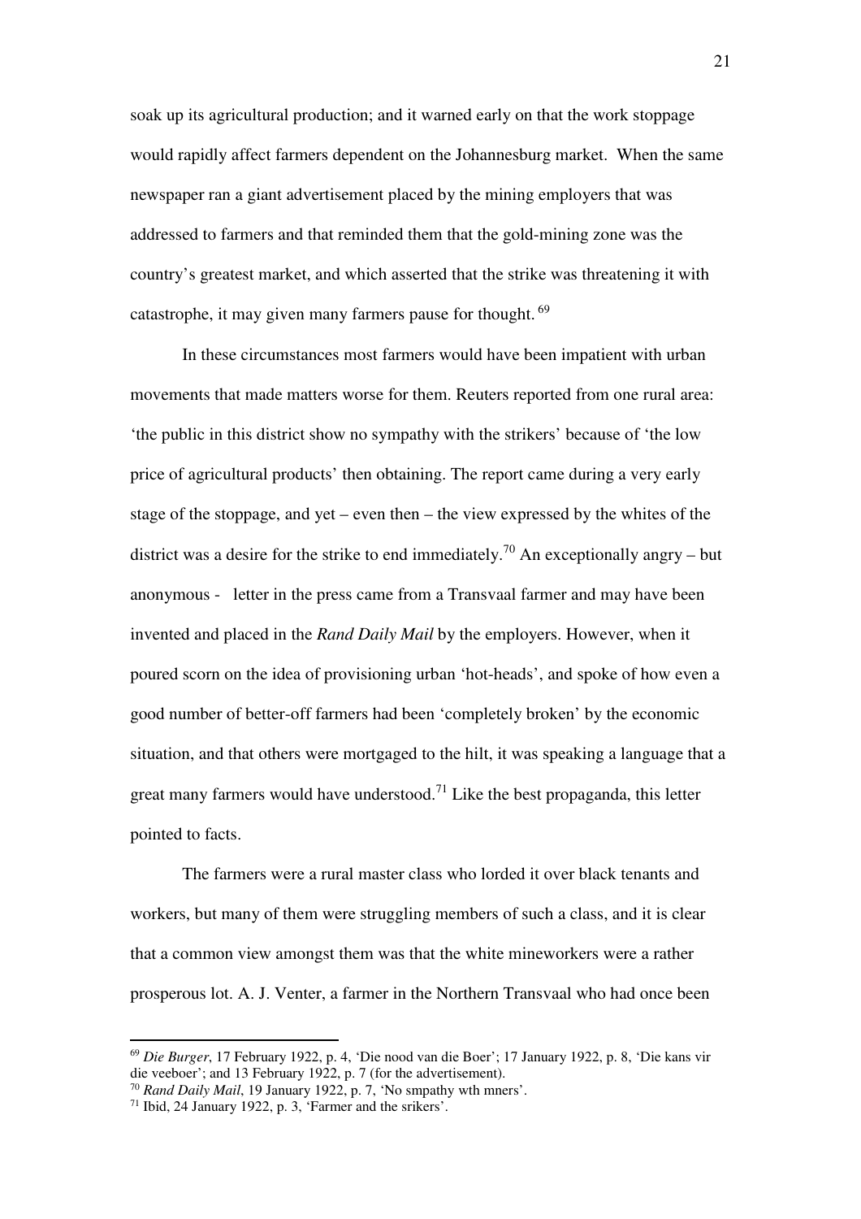soak up its agricultural production; and it warned early on that the work stoppage would rapidly affect farmers dependent on the Johannesburg market. When the same newspaper ran a giant advertisement placed by the mining employers that was addressed to farmers and that reminded them that the gold-mining zone was the country's greatest market, and which asserted that the strike was threatening it with catastrophe, it may given many farmers pause for thought.[69]

In these circumstances most farmers would have been impatient with urban movements that made matters worse for them. Reuters reported from one rural area: 'the public in this district show no sympathy with the strikers' because of 'the low price of agricultural products' then obtaining. The report came during a very early stage of the stoppage, and yet – even then – the view expressed by the whites of the district was a desire for the strike to end immediately.[70] An exceptionally angry – but anonymous - letter in the press came from a Transvaal farmer and may have been invented and placed in the *Rand Daily Mail* by the employers. However, when it poured scorn on the idea of provisioning urban 'hot-heads', and spoke of how even a good number of better-off farmers had been 'completely broken' by the economic situation, and that others were mortgaged to the hilt, it was speaking a language that a great many farmers would have understood.[71] Like the best propaganda, this letter pointed to facts.

The farmers were a rural master class who lorded it over black tenants and workers, but many of them were struggling members of such a class, and it is clear that a common view amongst them was that the white mineworkers were a rather prosperous lot. A. J. Venter, a farmer in the Northern Transvaal who had once been

---

[69] *Die Burger*, 17 February 1922, p. 4, 'Die nood van die Boer'; 17 January 1922, p. 8, 'Die kans vir die veeboer'; and 13 February 1922, p. 7 (for the advertisement).

[70] *Rand Daily Mail*, 19 January 1922, p. 7, 'No smpathy wth mners'.

[71] Ibid, 24 January 1922, p. 3, 'Farmer and the srikers'.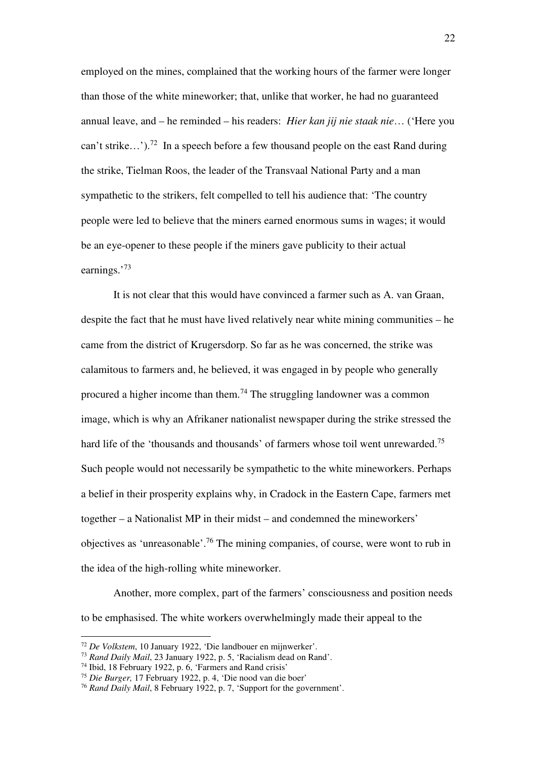employed on the mines, complained that the working hours of the farmer were longer than those of the white mineworker; that, unlike that worker, he had no guaranteed annual leave, and – he reminded – his readers: *Hier kan jij nie staak nie*… ('Here you can't strike…').[72] In a speech before a few thousand people on the east Rand during the strike, Tielman Roos, the leader of the Transvaal National Party and a man sympathetic to the strikers, felt compelled to tell his audience that: 'The country people were led to believe that the miners earned enormous sums in wages; it would be an eye-opener to these people if the miners gave publicity to their actual earnings.'[73]

It is not clear that this would have convinced a farmer such as A. van Graan, despite the fact that he must have lived relatively near white mining communities – he came from the district of Krugersdorp. So far as he was concerned, the strike was calamitous to farmers and, he believed, it was engaged in by people who generally procured a higher income than them.[74] The struggling landowner was a common image, which is why an Afrikaner nationalist newspaper during the strike stressed the hard life of the 'thousands and thousands' of farmers whose toil went unrewarded.[75] Such people would not necessarily be sympathetic to the white mineworkers. Perhaps a belief in their prosperity explains why, in Cradock in the Eastern Cape, farmers met together – a Nationalist MP in their midst – and condemned the mineworkers' objectives as 'unreasonable'.[76] The mining companies, of course, were wont to rub in the idea of the high-rolling white mineworker.

Another, more complex, part of the farmers' consciousness and position needs to be emphasised. The white workers overwhelmingly made their appeal to the

---

[72] *De Volkstem*, 10 January 1922, 'Die landbouer en mijnwerker'.

[73] *Rand Daily Mail*, 23 January 1922, p. 5, 'Racialism dead on Rand'.

[74] Ibid, 18 February 1922, p. 6, 'Farmers and Rand crisis'

[75] *Die Burger,* 17 February 1922, p. 4, 'Die nood van die boer'

[76] *Rand Daily Mail*, 8 February 1922, p. 7, 'Support for the government'.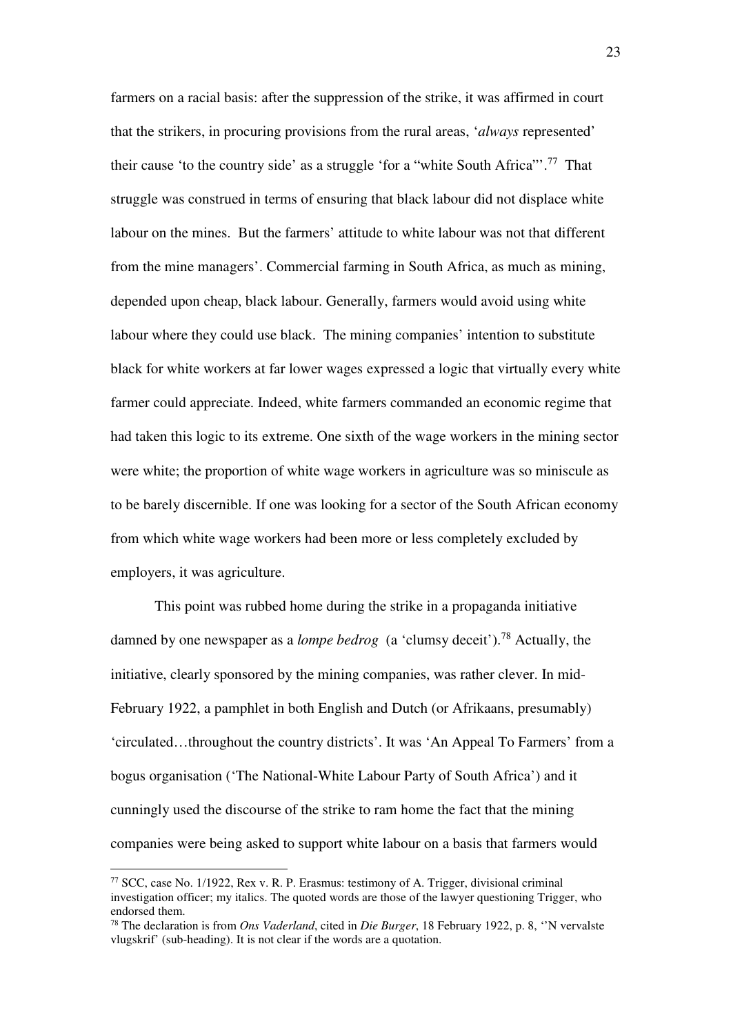farmers on a racial basis: after the suppression of the strike, it was affirmed in court that the strikers, in procuring provisions from the rural areas, '*always* represented' their cause 'to the country side' as a struggle 'for a "white South Africa"'.[77] That struggle was construed in terms of ensuring that black labour did not displace white labour on the mines. But the farmers' attitude to white labour was not that different from the mine managers'. Commercial farming in South Africa, as much as mining, depended upon cheap, black labour. Generally, farmers would avoid using white labour where they could use black. The mining companies' intention to substitute black for white workers at far lower wages expressed a logic that virtually every white farmer could appreciate. Indeed, white farmers commanded an economic regime that had taken this logic to its extreme. One sixth of the wage workers in the mining sector were white; the proportion of white wage workers in agriculture was so miniscule as to be barely discernible. If one was looking for a sector of the South African economy from which white wage workers had been more or less completely excluded by employers, it was agriculture.

This point was rubbed home during the strike in a propaganda initiative damned by one newspaper as a *lompe bedrog* (a 'clumsy deceit').[78] Actually, the initiative, clearly sponsored by the mining companies, was rather clever. In mid-February 1922, a pamphlet in both English and Dutch (or Afrikaans, presumably) 'circulated…throughout the country districts'. It was 'An Appeal To Farmers' from a bogus organisation ('The National-White Labour Party of South Africa') and it cunningly used the discourse of the strike to ram home the fact that the mining companies were being asked to support white labour on a basis that farmers would

---

[77] SCC, case No. 1/1922, Rex v. R. P. Erasmus: testimony of A. Trigger, divisional criminal investigation officer; my italics. The quoted words are those of the lawyer questioning Trigger, who endorsed them.

[78] The declaration is from *Ons Vaderland*, cited in *Die Burger*, 18 February 1922, p. 8, ''N vervalste vlugskrif' (sub-heading). It is not clear if the words are a quotation.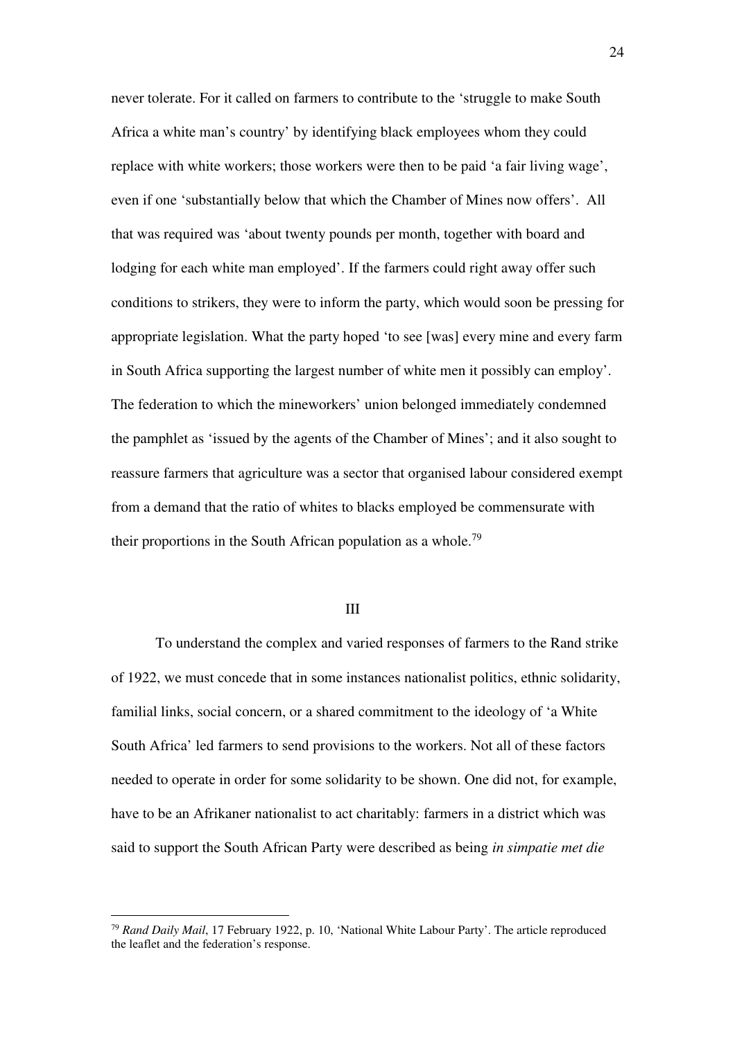never tolerate. For it called on farmers to contribute to the 'struggle to make South Africa a white man's country' by identifying black employees whom they could replace with white workers; those workers were then to be paid 'a fair living wage', even if one 'substantially below that which the Chamber of Mines now offers'. All that was required was 'about twenty pounds per month, together with board and lodging for each white man employed'. If the farmers could right away offer such conditions to strikers, they were to inform the party, which would soon be pressing for appropriate legislation. What the party hoped 'to see [was] every mine and every farm in South Africa supporting the largest number of white men it possibly can employ'. The federation to which the mineworkers' union belonged immediately condemned the pamphlet as 'issued by the agents of the Chamber of Mines'; and it also sought to reassure farmers that agriculture was a sector that organised labour considered exempt from a demand that the ratio of whites to blacks employed be commensurate with their proportions in the South African population as a whole.[79]

## III

To understand the complex and varied responses of farmers to the Rand strike of 1922, we must concede that in some instances nationalist politics, ethnic solidarity, familial links, social concern, or a shared commitment to the ideology of 'a White South Africa' led farmers to send provisions to the workers. Not all of these factors needed to operate in order for some solidarity to be shown. One did not, for example, have to be an Afrikaner nationalist to act charitably: farmers in a district which was said to support the South African Party were described as being *in simpatie met die*

---

[79] *Rand Daily Mail*, 17 February 1922, p. 10, 'National White Labour Party'. The article reproduced the leaflet and the federation's response.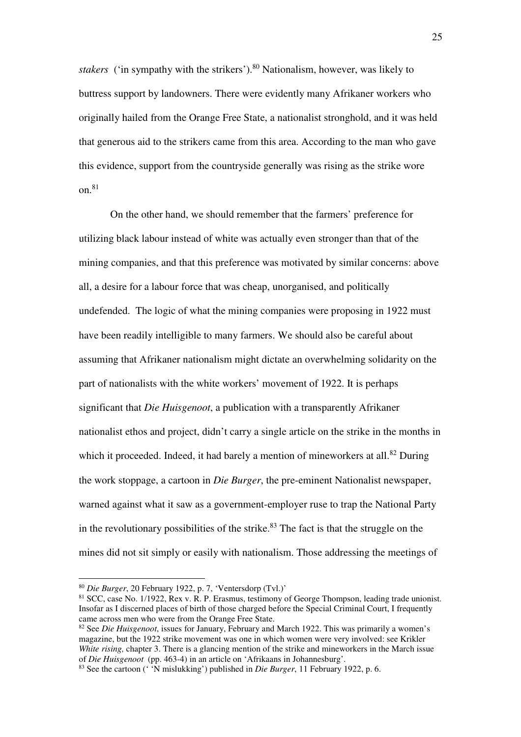*stakers* ('in sympathy with the strikers').[80] Nationalism, however, was likely to buttress support by landowners. There were evidently many Afrikaner workers who originally hailed from the Orange Free State, a nationalist stronghold, and it was held that generous aid to the strikers came from this area. According to the man who gave this evidence, support from the countryside generally was rising as the strike wore on.[81]

On the other hand, we should remember that the farmers' preference for utilizing black labour instead of white was actually even stronger than that of the mining companies, and that this preference was motivated by similar concerns: above all, a desire for a labour force that was cheap, unorganised, and politically undefended. The logic of what the mining companies were proposing in 1922 must have been readily intelligible to many farmers. We should also be careful about assuming that Afrikaner nationalism might dictate an overwhelming solidarity on the part of nationalists with the white workers' movement of 1922. It is perhaps significant that *Die Huisgenoot*, a publication with a transparently Afrikaner nationalist ethos and project, didn't carry a single article on the strike in the months in which it proceeded. Indeed, it had barely a mention of mineworkers at all.[82] During the work stoppage, a cartoon in *Die Burger*, the pre-eminent Nationalist newspaper, warned against what it saw as a government-employer ruse to trap the National Party in the revolutionary possibilities of the strike.[83] The fact is that the struggle on the mines did not sit simply or easily with nationalism. Those addressing the meetings of

---

[80] *Die Burger*, 20 February 1922, p. 7, 'Ventersdorp (Tvl.)'

[81] SCC, case No. 1/1922, Rex v. R. P. Erasmus, testimony of George Thompson, leading trade unionist. Insofar as I discerned places of birth of those charged before the Special Criminal Court, I frequently came across men who were from the Orange Free State.

[82] See *Die Huisgenoot*, issues for January, February and March 1922. This was primarily a women's magazine, but the 1922 strike movement was one in which women were very involved: see Krikler *White rising,* chapter 3. There is a glancing mention of the strike and mineworkers in the March issue of *Die Huisgenoot* (pp. 463-4) in an article on 'Afrikaans in Johannesburg'.

[83] See the cartoon (' 'N mislukking') published in *Die Burger*, 11 February 1922, p. 6.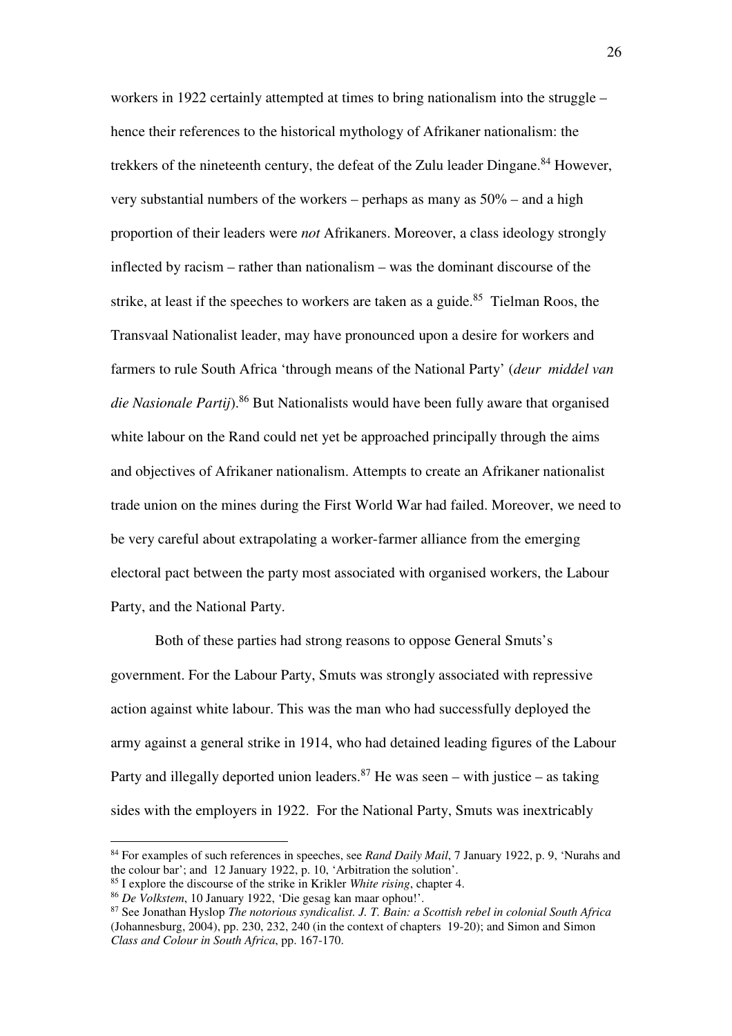workers in 1922 certainly attempted at times to bring nationalism into the struggle – hence their references to the historical mythology of Afrikaner nationalism: the trekkers of the nineteenth century, the defeat of the Zulu leader Dingane.[84] However, very substantial numbers of the workers – perhaps as many as 50% – and a high proportion of their leaders were *not* Afrikaners. Moreover, a class ideology strongly inflected by racism – rather than nationalism – was the dominant discourse of the strike, at least if the speeches to workers are taken as a guide.[85] Tielman Roos, the Transvaal Nationalist leader, may have pronounced upon a desire for workers and farmers to rule South Africa 'through means of the National Party' (*deur middel van die Nasionale Partij*).[86] But Nationalists would have been fully aware that organised white labour on the Rand could net yet be approached principally through the aims and objectives of Afrikaner nationalism. Attempts to create an Afrikaner nationalist trade union on the mines during the First World War had failed. Moreover, we need to be very careful about extrapolating a worker-farmer alliance from the emerging electoral pact between the party most associated with organised workers, the Labour Party, and the National Party.

Both of these parties had strong reasons to oppose General Smuts's government. For the Labour Party, Smuts was strongly associated with repressive action against white labour. This was the man who had successfully deployed the army against a general strike in 1914, who had detained leading figures of the Labour Party and illegally deported union leaders.[87] He was seen – with justice – as taking sides with the employers in 1922. For the National Party, Smuts was inextricably

---

[84] For examples of such references in speeches, see *Rand Daily Mail*, 7 January 1922, p. 9, 'Nurahs and the colour bar'; and 12 January 1922, p. 10, 'Arbitration the solution'.

[85] I explore the discourse of the strike in Krikler *White rising*, chapter 4.

[86] *De Volkstem*, 10 January 1922, 'Die gesag kan maar ophou!'.

[87] See Jonathan Hyslop *The notorious syndicalist. J. T. Bain: a Scottish rebel in colonial South Africa* (Johannesburg, 2004), pp. 230, 232, 240 (in the context of chapters 19-20); and Simon and Simon *Class and Colour in South Africa*, pp. 167-170.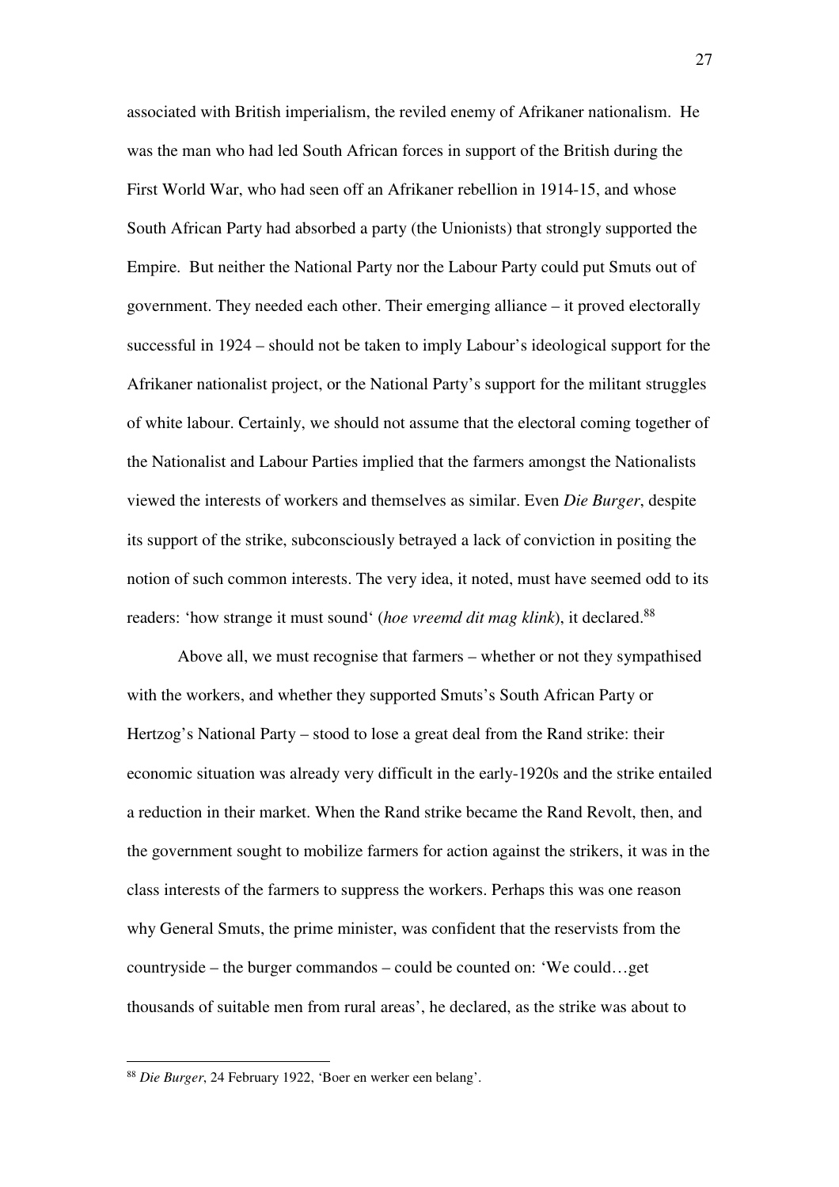associated with British imperialism, the reviled enemy of Afrikaner nationalism. He was the man who had led South African forces in support of the British during the First World War, who had seen off an Afrikaner rebellion in 1914-15, and whose South African Party had absorbed a party (the Unionists) that strongly supported the Empire. But neither the National Party nor the Labour Party could put Smuts out of government. They needed each other. Their emerging alliance – it proved electorally successful in 1924 – should not be taken to imply Labour's ideological support for the Afrikaner nationalist project, or the National Party's support for the militant struggles of white labour. Certainly, we should not assume that the electoral coming together of the Nationalist and Labour Parties implied that the farmers amongst the Nationalists viewed the interests of workers and themselves as similar. Even *Die Burger*, despite its support of the strike, subconsciously betrayed a lack of conviction in positing the notion of such common interests. The very idea, it noted, must have seemed odd to its readers: 'how strange it must sound' (*hoe vreemd dit mag klink*), it declared.[88]

Above all, we must recognise that farmers – whether or not they sympathised with the workers, and whether they supported Smuts's South African Party or Hertzog's National Party – stood to lose a great deal from the Rand strike: their economic situation was already very difficult in the early-1920s and the strike entailed a reduction in their market. When the Rand strike became the Rand Revolt, then, and the government sought to mobilize farmers for action against the strikers, it was in the class interests of the farmers to suppress the workers. Perhaps this was one reason why General Smuts, the prime minister, was confident that the reservists from the countryside – the burger commandos – could be counted on: 'We could…get thousands of suitable men from rural areas', he declared, as the strike was about to

---

[88] *Die Burger*, 24 February 1922, 'Boer en werker een belang'.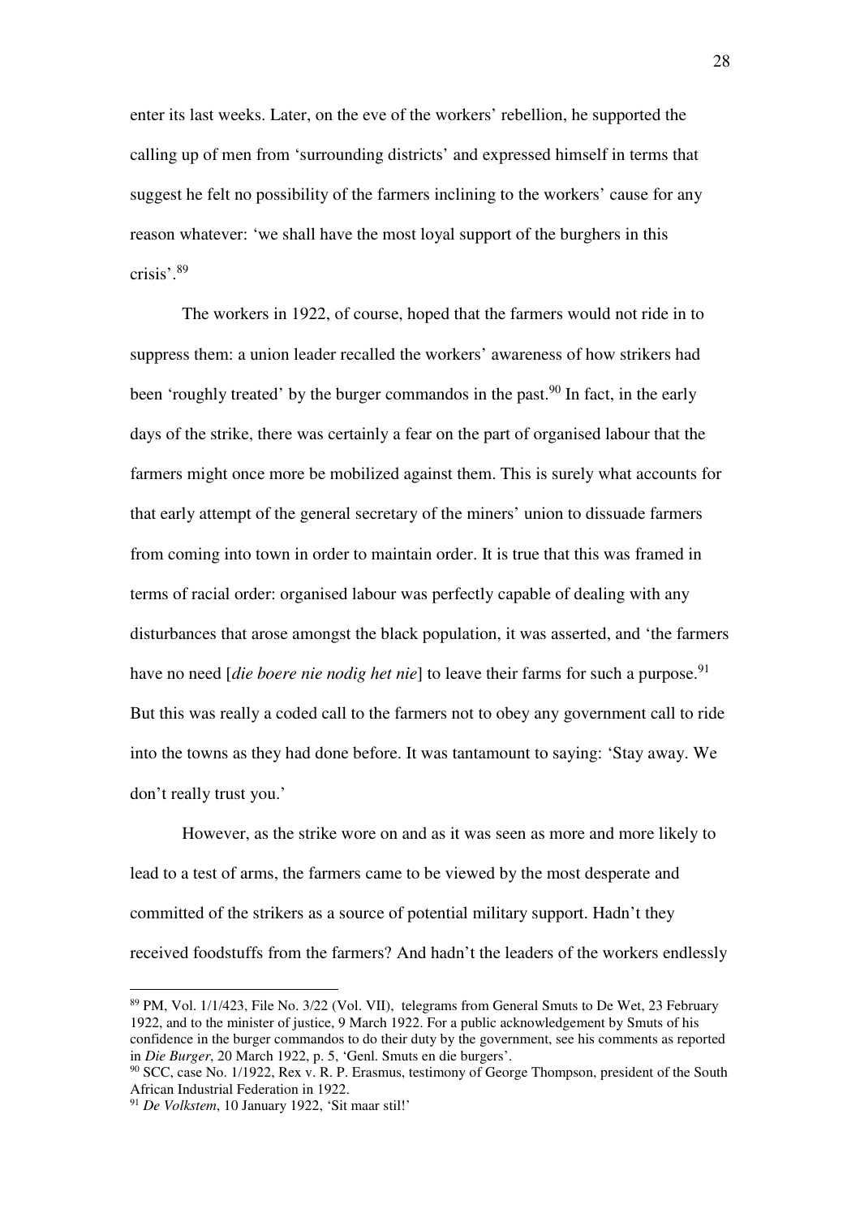enter its last weeks. Later, on the eve of the workers' rebellion, he supported the calling up of men from 'surrounding districts' and expressed himself in terms that suggest he felt no possibility of the farmers inclining to the workers' cause for any reason whatever: 'we shall have the most loyal support of the burghers in this crisis'.[89]

The workers in 1922, of course, hoped that the farmers would not ride in to suppress them: a union leader recalled the workers' awareness of how strikers had been 'roughly treated' by the burger commandos in the past.[90] In fact, in the early days of the strike, there was certainly a fear on the part of organised labour that the farmers might once more be mobilized against them. This is surely what accounts for that early attempt of the general secretary of the miners' union to dissuade farmers from coming into town in order to maintain order. It is true that this was framed in terms of racial order: organised labour was perfectly capable of dealing with any disturbances that arose amongst the black population, it was asserted, and 'the farmers have no need [*die boere nie nodig het nie*] to leave their farms for such a purpose.[91] But this was really a coded call to the farmers not to obey any government call to ride into the towns as they had done before. It was tantamount to saying: 'Stay away. We don't really trust you.'

However, as the strike wore on and as it was seen as more and more likely to lead to a test of arms, the farmers came to be viewed by the most desperate and committed of the strikers as a source of potential military support. Hadn't they received foodstuffs from the farmers? And hadn't the leaders of the workers endlessly

---

[89] PM, Vol. 1/1/423, File No. 3/22 (Vol. VII), telegrams from General Smuts to De Wet, 23 February 1922, and to the minister of justice, 9 March 1922. For a public acknowledgement by Smuts of his confidence in the burger commandos to do their duty by the government, see his comments as reported in *Die Burger*, 20 March 1922, p. 5, 'Genl. Smuts en die burgers'.

[90] SCC, case No. 1/1922, Rex v. R. P. Erasmus, testimony of George Thompson, president of the South African Industrial Federation in 1922.

[91] *De Volkstem*, 10 January 1922, 'Sit maar stil!'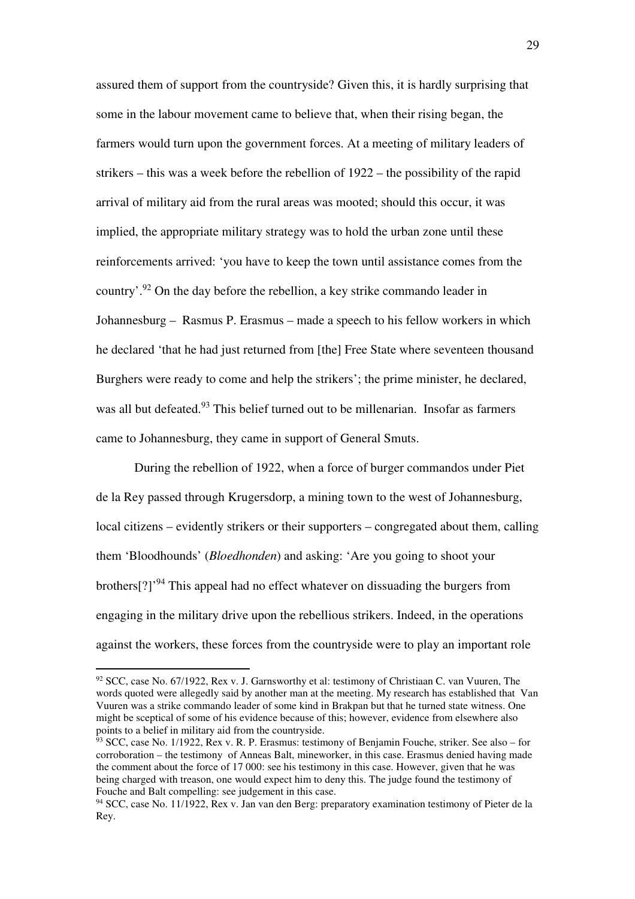assured them of support from the countryside? Given this, it is hardly surprising that some in the labour movement came to believe that, when their rising began, the farmers would turn upon the government forces. At a meeting of military leaders of strikers – this was a week before the rebellion of 1922 – the possibility of the rapid arrival of military aid from the rural areas was mooted; should this occur, it was implied, the appropriate military strategy was to hold the urban zone until these reinforcements arrived: 'you have to keep the town until assistance comes from the country'.[92] On the day before the rebellion, a key strike commando leader in Johannesburg – Rasmus P. Erasmus – made a speech to his fellow workers in which he declared 'that he had just returned from [the] Free State where seventeen thousand Burghers were ready to come and help the strikers'; the prime minister, he declared, was all but defeated.[93] This belief turned out to be millenarian. Insofar as farmers came to Johannesburg, they came in support of General Smuts.

During the rebellion of 1922, when a force of burger commandos under Piet de la Rey passed through Krugersdorp, a mining town to the west of Johannesburg, local citizens – evidently strikers or their supporters – congregated about them, calling them 'Bloodhounds' (*Bloedhonden*) and asking: 'Are you going to shoot your brothers[?]'[94] This appeal had no effect whatever on dissuading the burgers from engaging in the military drive upon the rebellious strikers. Indeed, in the operations against the workers, these forces from the countryside were to play an important role

---

[92] SCC, case No. 67/1922, Rex v. J. Garnsworthy et al: testimony of Christiaan C. van Vuuren, The words quoted were allegedly said by another man at the meeting. My research has established that Van Vuuren was a strike commando leader of some kind in Brakpan but that he turned state witness. One might be sceptical of some of his evidence because of this; however, evidence from elsewhere also points to a belief in military aid from the countryside.

[93] SCC, case No. 1/1922, Rex v. R. P. Erasmus: testimony of Benjamin Fouche, striker. See also – for corroboration – the testimony of Anneas Balt, mineworker, in this case. Erasmus denied having made the comment about the force of 17 000: see his testimony in this case. However, given that he was being charged with treason, one would expect him to deny this. The judge found the testimony of Fouche and Balt compelling: see judgement in this case.

[94] SCC, case No. 11/1922, Rex v. Jan van den Berg: preparatory examination testimony of Pieter de la Rey.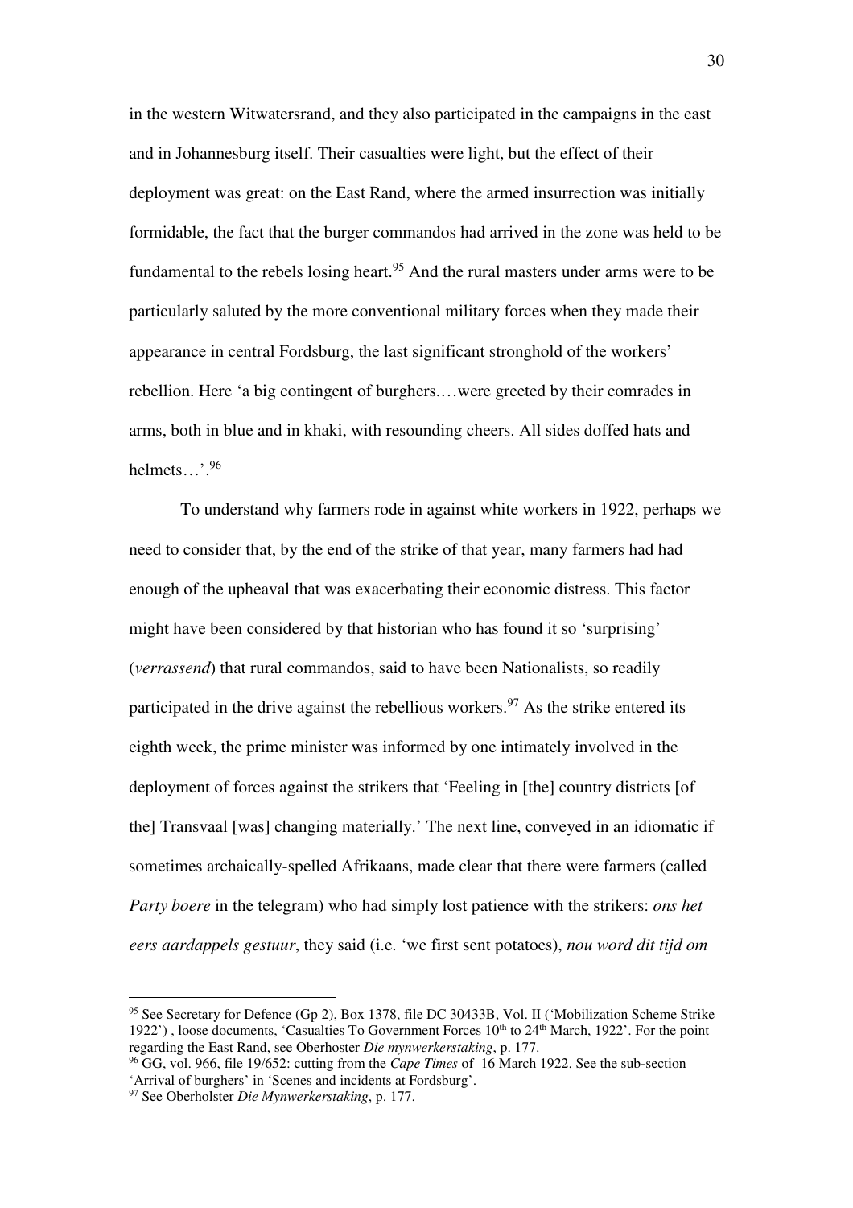in the western Witwatersrand, and they also participated in the campaigns in the east and in Johannesburg itself. Their casualties were light, but the effect of their deployment was great: on the East Rand, where the armed insurrection was initially formidable, the fact that the burger commandos had arrived in the zone was held to be fundamental to the rebels losing heart.[95] And the rural masters under arms were to be particularly saluted by the more conventional military forces when they made their appearance in central Fordsburg, the last significant stronghold of the workers' rebellion. Here 'a big contingent of burghers.…were greeted by their comrades in arms, both in blue and in khaki, with resounding cheers. All sides doffed hats and helmets…'.[96]

To understand why farmers rode in against white workers in 1922, perhaps we need to consider that, by the end of the strike of that year, many farmers had had enough of the upheaval that was exacerbating their economic distress. This factor might have been considered by that historian who has found it so 'surprising' (*verrassend*) that rural commandos, said to have been Nationalists, so readily participated in the drive against the rebellious workers.[97] As the strike entered its eighth week, the prime minister was informed by one intimately involved in the deployment of forces against the strikers that 'Feeling in [the] country districts [of the] Transvaal [was] changing materially.' The next line, conveyed in an idiomatic if sometimes archaically-spelled Afrikaans, made clear that there were farmers (called *Party boere* in the telegram) who had simply lost patience with the strikers: *ons het eers aardappels gestuur*, they said (i.e. 'we first sent potatoes), *nou word dit tijd om*

---

[95] See Secretary for Defence (Gp 2), Box 1378, file DC 30433B, Vol. II ('Mobilization Scheme Strike 1922') , loose documents, 'Casualties To Government Forces 10th to 24th March, 1922'. For the point regarding the East Rand, see Oberhoster *Die mynwerkerstaking*, p. 177.

[96] GG, vol. 966, file 19/652: cutting from the *Cape Times* of 16 March 1922. See the sub-section 'Arrival of burghers' in 'Scenes and incidents at Fordsburg'.

[97] See Oberholster *Die Mynwerkerstaking*, p. 177.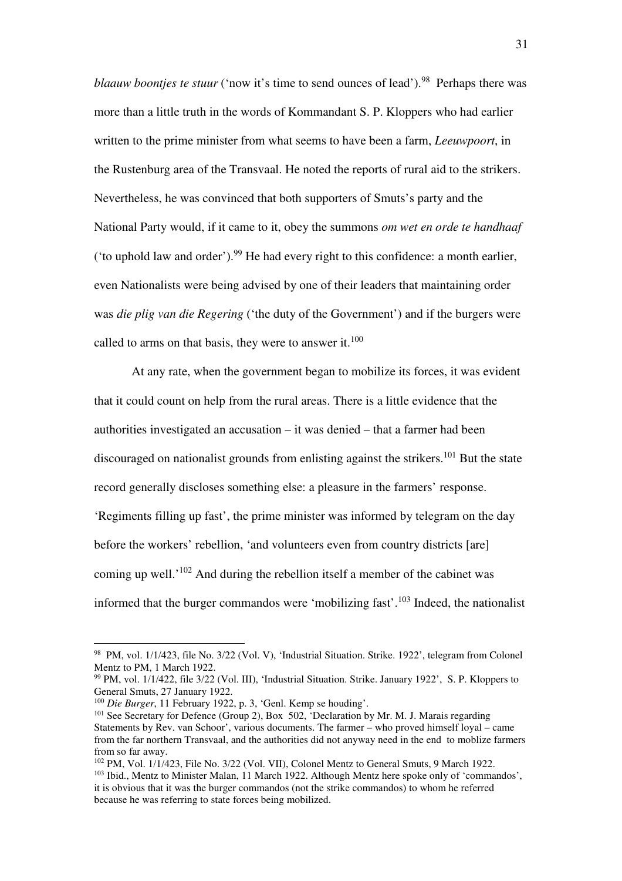*blaauw boontjes te stuur* ('now it's time to send ounces of lead').[98] Perhaps there was more than a little truth in the words of Kommandant S. P. Kloppers who had earlier written to the prime minister from what seems to have been a farm, *Leeuwpoort*, in the Rustenburg area of the Transvaal. He noted the reports of rural aid to the strikers. Nevertheless, he was convinced that both supporters of Smuts's party and the National Party would, if it came to it, obey the summons *om wet en orde te handhaaf* ('to uphold law and order').[99] He had every right to this confidence: a month earlier, even Nationalists were being advised by one of their leaders that maintaining order was *die plig van die Regering* ('the duty of the Government') and if the burgers were called to arms on that basis, they were to answer it.[100]

At any rate, when the government began to mobilize its forces, it was evident that it could count on help from the rural areas. There is a little evidence that the authorities investigated an accusation – it was denied – that a farmer had been discouraged on nationalist grounds from enlisting against the strikers.[101] But the state record generally discloses something else: a pleasure in the farmers' response. 'Regiments filling up fast', the prime minister was informed by telegram on the day before the workers' rebellion, 'and volunteers even from country districts [are] coming up well.'[102] And during the rebellion itself a member of the cabinet was informed that the burger commandos were 'mobilizing fast'.[103] Indeed, the nationalist

---

[98] PM, vol. 1/1/423, file No. 3/22 (Vol. V), 'Industrial Situation. Strike. 1922', telegram from Colonel Mentz to PM, 1 March 1922.

[99] PM, vol. 1/1/422, file 3/22 (Vol. III), 'Industrial Situation. Strike. January 1922', S. P. Kloppers to General Smuts, 27 January 1922.

[100] *Die Burger*, 11 February 1922, p. 3, 'Genl. Kemp se houding'.

[101] See Secretary for Defence (Group 2), Box 502, 'Declaration by Mr. M. J. Marais regarding Statements by Rev. van Schoor', various documents. The farmer – who proved himself loyal – came from the far northern Transvaal, and the authorities did not anyway need in the end to moblize farmers from so far away.

[102] PM, Vol. 1/1/423, File No. 3/22 (Vol. VII), Colonel Mentz to General Smuts, 9 March 1922.

[103] Ibid., Mentz to Minister Malan, 11 March 1922. Although Mentz here spoke only of 'commandos', it is obvious that it was the burger commandos (not the strike commandos) to whom he referred because he was referring to state forces being mobilized.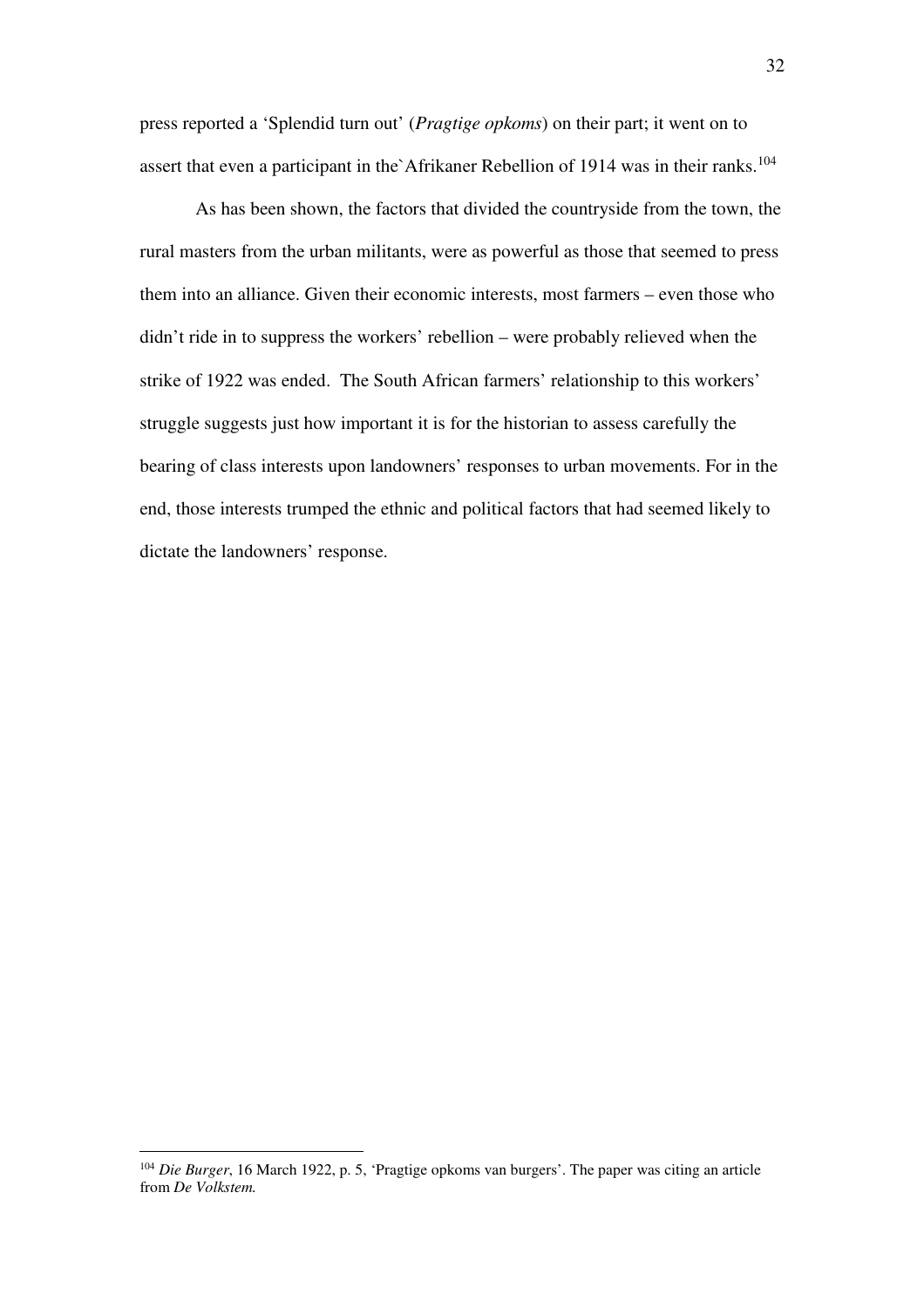press reported a 'Splendid turn out' (*Pragtige opkoms*) on their part; it went on to assert that even a participant in the`Afrikaner Rebellion of 1914 was in their ranks.[104]

As has been shown, the factors that divided the countryside from the town, the rural masters from the urban militants, were as powerful as those that seemed to press them into an alliance. Given their economic interests, most farmers – even those who didn't ride in to suppress the workers' rebellion – were probably relieved when the strike of 1922 was ended. The South African farmers' relationship to this workers' struggle suggests just how important it is for the historian to assess carefully the bearing of class interests upon landowners' responses to urban movements. For in the end, those interests trumped the ethnic and political factors that had seemed likely to dictate the landowners' response.

---

[104] *Die Burger*, 16 March 1922, p. 5, 'Pragtige opkoms van burgers'. The paper was citing an article from *De Volkstem.*